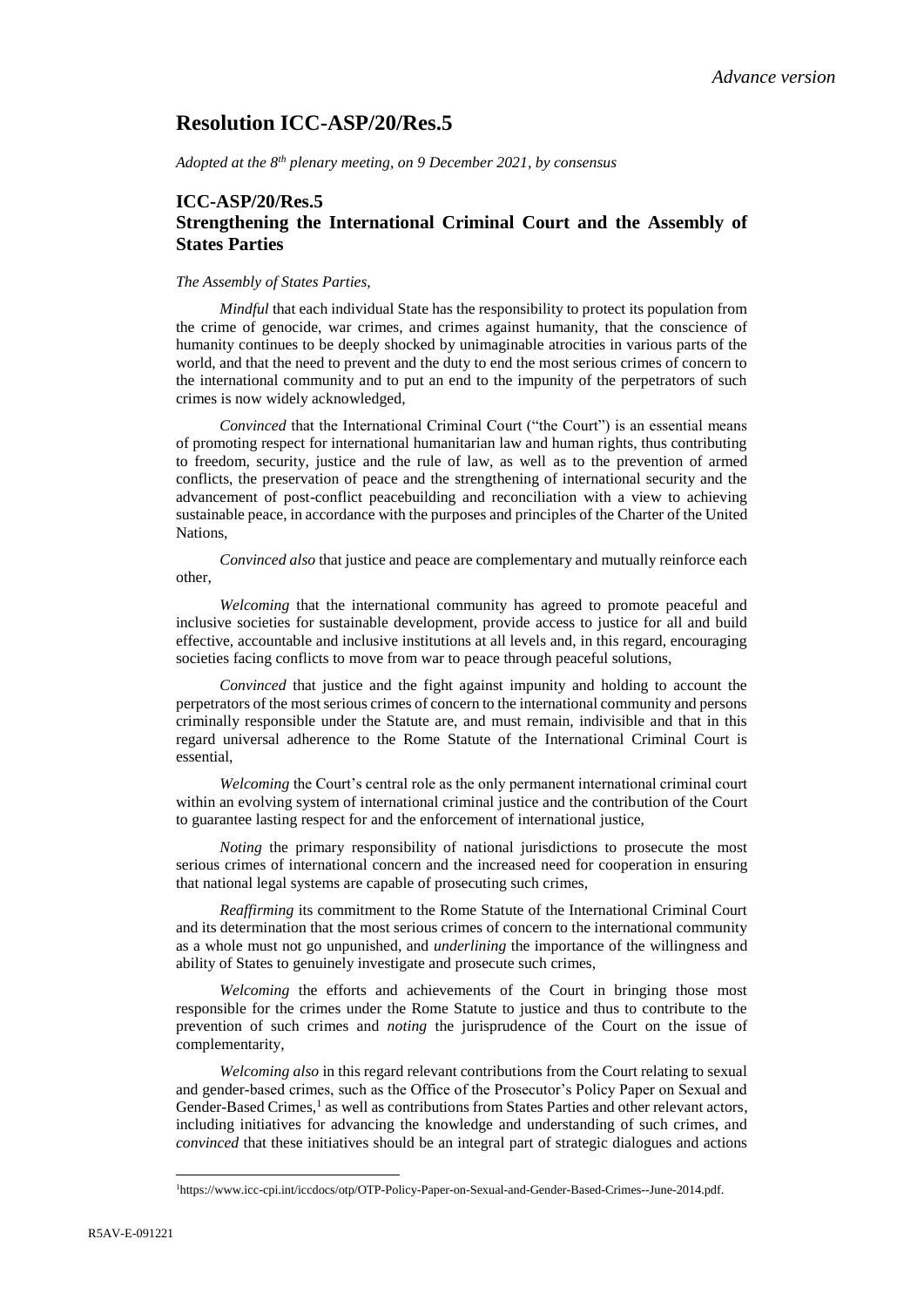*Advance version*

# Resolution ICC-ASP/20/Res.5

*Adopted at the 8th plenary meeting, on 9 December 2021, by consensus*

## ICC-ASP/20/Res.5
## Strengthening the International Criminal Court and the Assembly of States Parties

*The Assembly of States Parties,*

*Mindful* that each individual State has the responsibility to protect its population from the crime of genocide, war crimes, and crimes against humanity, that the conscience of humanity continues to be deeply shocked by unimaginable atrocities in various parts of the world, and that the need to prevent and the duty to end the most serious crimes of concern to the international community and to put an end to the impunity of the perpetrators of such crimes is now widely acknowledged,

*Convinced* that the International Criminal Court ("the Court") is an essential means of promoting respect for international humanitarian law and human rights, thus contributing to freedom, security, justice and the rule of law, as well as to the prevention of armed conflicts, the preservation of peace and the strengthening of international security and the advancement of post-conflict peacebuilding and reconciliation with a view to achieving sustainable peace, in accordance with the purposes and principles of the Charter of the United Nations,

*Convinced also* that justice and peace are complementary and mutually reinforce each other,

*Welcoming* that the international community has agreed to promote peaceful and inclusive societies for sustainable development, provide access to justice for all and build effective, accountable and inclusive institutions at all levels and, in this regard, encouraging societies facing conflicts to move from war to peace through peaceful solutions,

*Convinced* that justice and the fight against impunity and holding to account the perpetrators of the most serious crimes of concern to the international community and persons criminally responsible under the Statute are, and must remain, indivisible and that in this regard universal adherence to the Rome Statute of the International Criminal Court is essential,

*Welcoming* the Court's central role as the only permanent international criminal court within an evolving system of international criminal justice and the contribution of the Court to guarantee lasting respect for and the enforcement of international justice,

*Noting* the primary responsibility of national jurisdictions to prosecute the most serious crimes of international concern and the increased need for cooperation in ensuring that national legal systems are capable of prosecuting such crimes,

*Reaffirming* its commitment to the Rome Statute of the International Criminal Court and its determination that the most serious crimes of concern to the international community as a whole must not go unpunished, and *underlining* the importance of the willingness and ability of States to genuinely investigate and prosecute such crimes,

*Welcoming* the efforts and achievements of the Court in bringing those most responsible for the crimes under the Rome Statute to justice and thus to contribute to the prevention of such crimes and *noting* the jurisprudence of the Court on the issue of complementarity,

*Welcoming also* in this regard relevant contributions from the Court relating to sexual and gender-based crimes, such as the Office of the Prosecutor's Policy Paper on Sexual and Gender-Based Crimes,[1] as well as contributions from States Parties and other relevant actors, including initiatives for advancing the knowledge and understanding of such crimes, and *convinced* that these initiatives should be an integral part of strategic dialogues and actions

[1] https://www.icc-cpi.int/iccdocs/otp/OTP-Policy-Paper-on-Sexual-and-Gender-Based-Crimes--June-2014.pdf.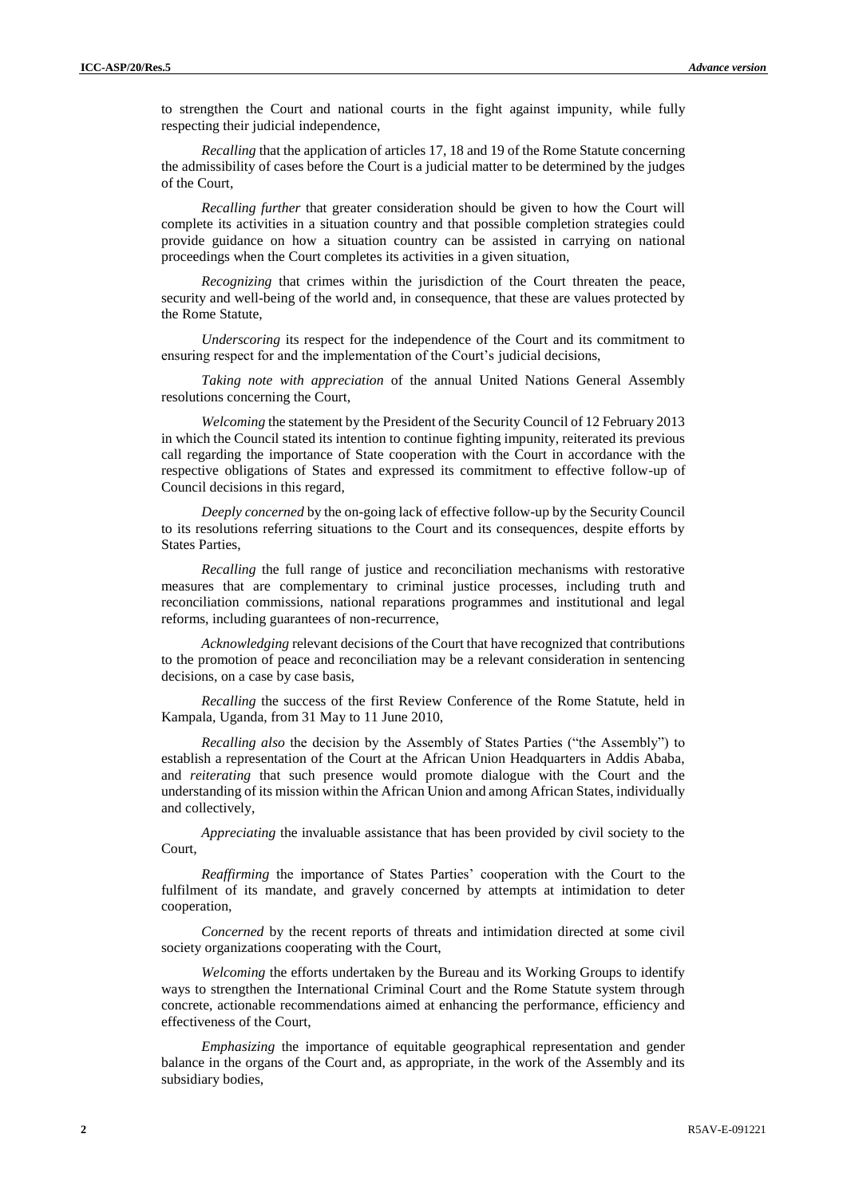to strengthen the Court and national courts in the fight against impunity, while fully respecting their judicial independence,

*Recalling* that the application of articles 17, 18 and 19 of the Rome Statute concerning the admissibility of cases before the Court is a judicial matter to be determined by the judges of the Court,

*Recalling further* that greater consideration should be given to how the Court will complete its activities in a situation country and that possible completion strategies could provide guidance on how a situation country can be assisted in carrying on national proceedings when the Court completes its activities in a given situation,

*Recognizing* that crimes within the jurisdiction of the Court threaten the peace, security and well-being of the world and, in consequence, that these are values protected by the Rome Statute,

*Underscoring* its respect for the independence of the Court and its commitment to ensuring respect for and the implementation of the Court's judicial decisions,

*Taking note with appreciation* of the annual United Nations General Assembly resolutions concerning the Court,

*Welcoming* the statement by the President of the Security Council of 12 February 2013 in which the Council stated its intention to continue fighting impunity, reiterated its previous call regarding the importance of State cooperation with the Court in accordance with the respective obligations of States and expressed its commitment to effective follow-up of Council decisions in this regard,

*Deeply concerned* by the on-going lack of effective follow-up by the Security Council to its resolutions referring situations to the Court and its consequences, despite efforts by States Parties,

*Recalling* the full range of justice and reconciliation mechanisms with restorative measures that are complementary to criminal justice processes, including truth and reconciliation commissions, national reparations programmes and institutional and legal reforms, including guarantees of non-recurrence,

*Acknowledging* relevant decisions of the Court that have recognized that contributions to the promotion of peace and reconciliation may be a relevant consideration in sentencing decisions, on a case by case basis,

*Recalling* the success of the first Review Conference of the Rome Statute, held in Kampala, Uganda, from 31 May to 11 June 2010,

*Recalling also* the decision by the Assembly of States Parties ("the Assembly") to establish a representation of the Court at the African Union Headquarters in Addis Ababa, and *reiterating* that such presence would promote dialogue with the Court and the understanding of its mission within the African Union and among African States, individually and collectively,

*Appreciating* the invaluable assistance that has been provided by civil society to the Court,

*Reaffirming* the importance of States Parties' cooperation with the Court to the fulfilment of its mandate, and gravely concerned by attempts at intimidation to deter cooperation,

*Concerned* by the recent reports of threats and intimidation directed at some civil society organizations cooperating with the Court,

*Welcoming* the efforts undertaken by the Bureau and its Working Groups to identify ways to strengthen the International Criminal Court and the Rome Statute system through concrete, actionable recommendations aimed at enhancing the performance, efficiency and effectiveness of the Court,

*Emphasizing* the importance of equitable geographical representation and gender balance in the organs of the Court and, as appropriate, in the work of the Assembly and its subsidiary bodies,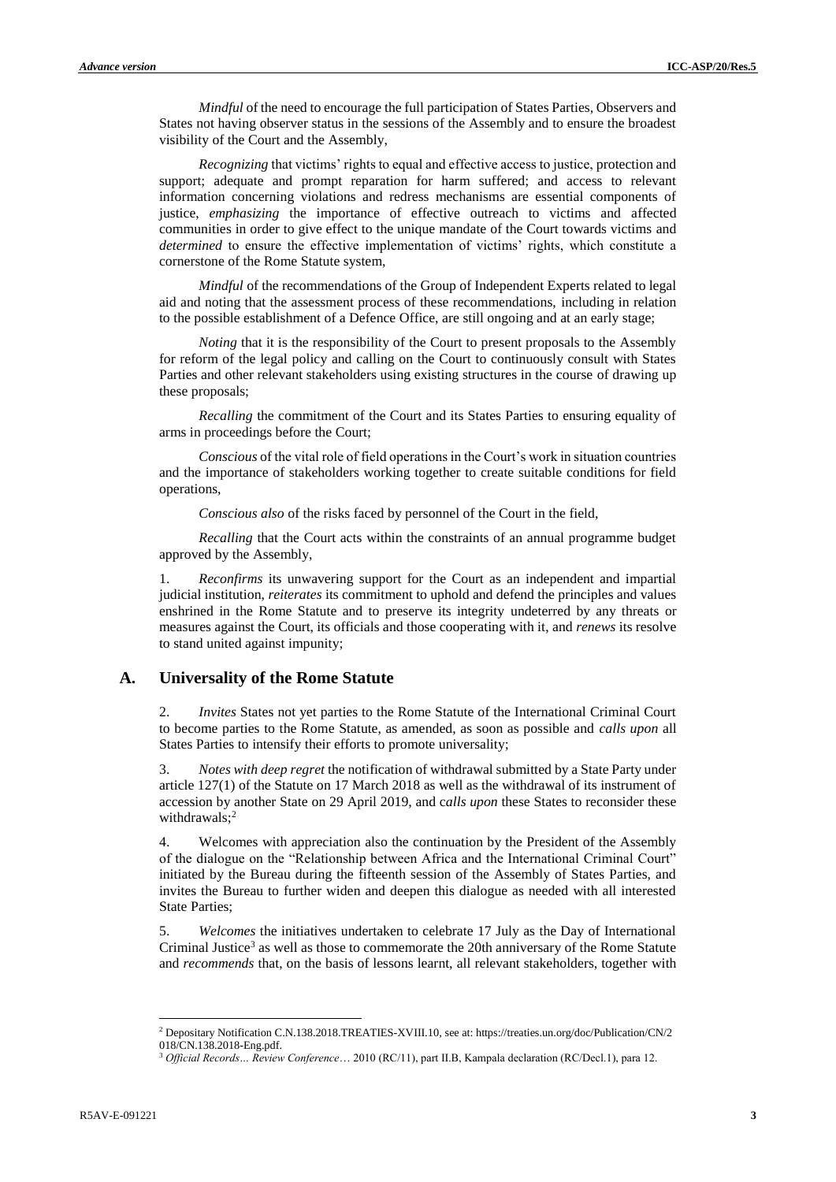*Mindful* of the need to encourage the full participation of States Parties, Observers and States not having observer status in the sessions of the Assembly and to ensure the broadest visibility of the Court and the Assembly,

*Recognizing* that victims' rights to equal and effective access to justice, protection and support; adequate and prompt reparation for harm suffered; and access to relevant information concerning violations and redress mechanisms are essential components of justice, *emphasizing* the importance of effective outreach to victims and affected communities in order to give effect to the unique mandate of the Court towards victims and *determined* to ensure the effective implementation of victims' rights, which constitute a cornerstone of the Rome Statute system,

*Mindful* of the recommendations of the Group of Independent Experts related to legal aid and noting that the assessment process of these recommendations, including in relation to the possible establishment of a Defence Office, are still ongoing and at an early stage;

*Noting* that it is the responsibility of the Court to present proposals to the Assembly for reform of the legal policy and calling on the Court to continuously consult with States Parties and other relevant stakeholders using existing structures in the course of drawing up these proposals;

*Recalling* the commitment of the Court and its States Parties to ensuring equality of arms in proceedings before the Court;

*Conscious* of the vital role of field operations in the Court's work in situation countries and the importance of stakeholders working together to create suitable conditions for field operations,

*Conscious also* of the risks faced by personnel of the Court in the field,

*Recalling* that the Court acts within the constraints of an annual programme budget approved by the Assembly,

1. *Reconfirms* its unwavering support for the Court as an independent and impartial judicial institution, *reiterates* its commitment to uphold and defend the principles and values enshrined in the Rome Statute and to preserve its integrity undeterred by any threats or measures against the Court, its officials and those cooperating with it, and *renews* its resolve to stand united against impunity;

## A. Universality of the Rome Statute

2. *Invites* States not yet parties to the Rome Statute of the International Criminal Court to become parties to the Rome Statute, as amended, as soon as possible and *calls upon* all States Parties to intensify their efforts to promote universality;

3. *Notes with deep regret* the notification of withdrawal submitted by a State Party under article 127(1) of the Statute on 17 March 2018 as well as the withdrawal of its instrument of accession by another State on 29 April 2019, and c*alls upon* these States to reconsider these withdrawals;[2]

4. Welcomes with appreciation also the continuation by the President of the Assembly of the dialogue on the "Relationship between Africa and the International Criminal Court" initiated by the Bureau during the fifteenth session of the Assembly of States Parties, and invites the Bureau to further widen and deepen this dialogue as needed with all interested State Parties;

5. *Welcomes* the initiatives undertaken to celebrate 17 July as the Day of International Criminal Justice[3] as well as those to commemorate the 20th anniversary of the Rome Statute and *recommends* that, on the basis of lessons learnt, all relevant stakeholders, together with

---

[2] Depositary Notification C.N.138.2018.TREATIES-XVIII.10, see at: https://treaties.un.org/doc/Publication/CN/2018/CN.138.2018-Eng.pdf.

[3] *Official Records… Review Conference*… 2010 (RC/11), part II.B, Kampala declaration (RC/Decl.1), para 12.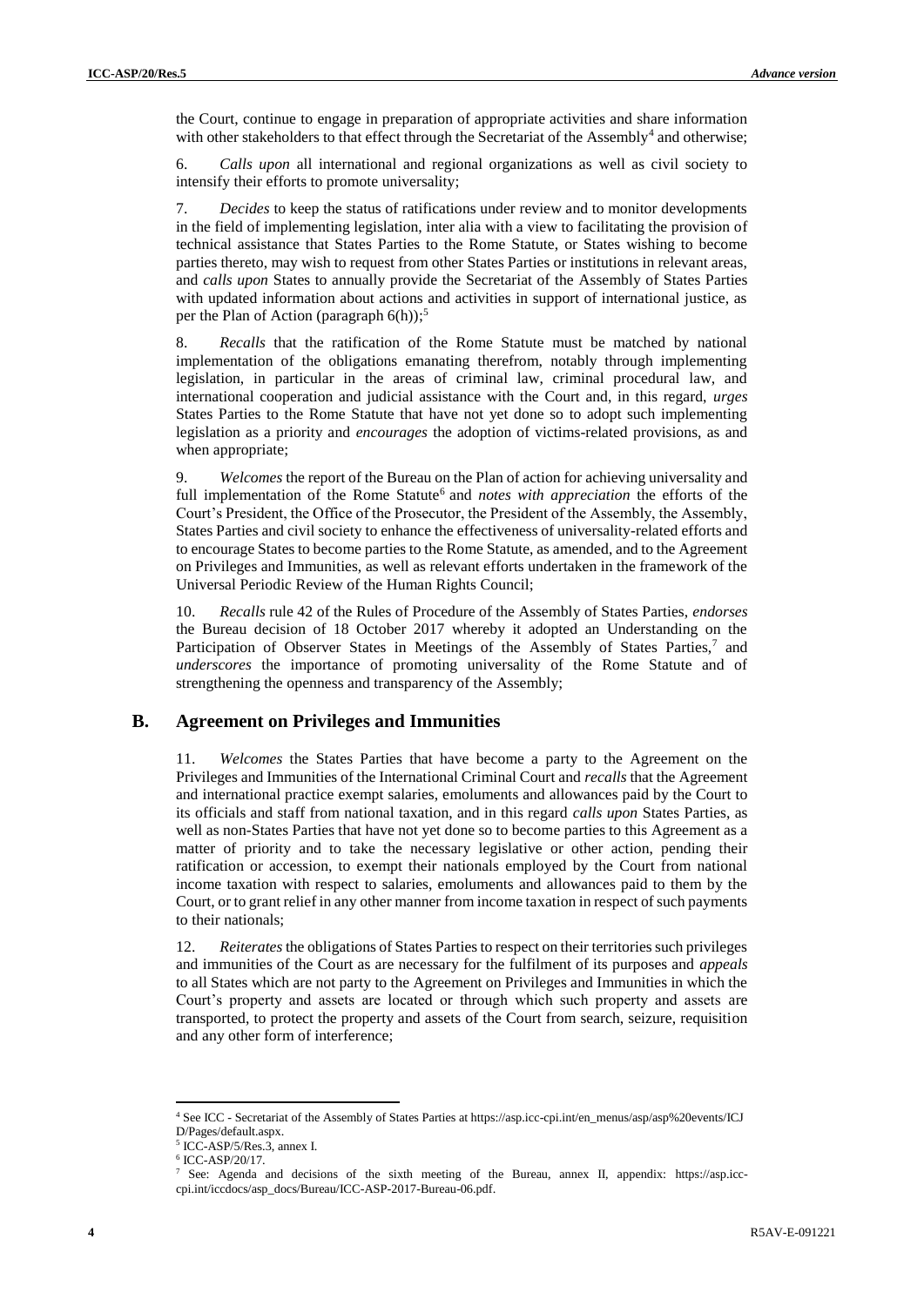the Court, continue to engage in preparation of appropriate activities and share information with other stakeholders to that effect through the Secretariat of the Assembly[4] and otherwise;

6. *Calls upon* all international and regional organizations as well as civil society to intensify their efforts to promote universality;

7. *Decides* to keep the status of ratifications under review and to monitor developments in the field of implementing legislation, inter alia with a view to facilitating the provision of technical assistance that States Parties to the Rome Statute, or States wishing to become parties thereto, may wish to request from other States Parties or institutions in relevant areas, and *calls upon* States to annually provide the Secretariat of the Assembly of States Parties with updated information about actions and activities in support of international justice, as per the Plan of Action (paragraph 6(h));[5]

8. *Recalls* that the ratification of the Rome Statute must be matched by national implementation of the obligations emanating therefrom, notably through implementing legislation, in particular in the areas of criminal law, criminal procedural law, and international cooperation and judicial assistance with the Court and, in this regard, *urges* States Parties to the Rome Statute that have not yet done so to adopt such implementing legislation as a priority and *encourages* the adoption of victims-related provisions, as and when appropriate;

9. *Welcomes* the report of the Bureau on the Plan of action for achieving universality and full implementation of the Rome Statute[6] and *notes with appreciation* the efforts of the Court's President, the Office of the Prosecutor, the President of the Assembly, the Assembly, States Parties and civil society to enhance the effectiveness of universality-related efforts and to encourage States to become parties to the Rome Statute, as amended, and to the Agreement on Privileges and Immunities, as well as relevant efforts undertaken in the framework of the Universal Periodic Review of the Human Rights Council;

10. *Recalls* rule 42 of the Rules of Procedure of the Assembly of States Parties, *endorses* the Bureau decision of 18 October 2017 whereby it adopted an Understanding on the Participation of Observer States in Meetings of the Assembly of States Parties,[7] and *underscores* the importance of promoting universality of the Rome Statute and of strengthening the openness and transparency of the Assembly;

## B. Agreement on Privileges and Immunities

11. *Welcomes* the States Parties that have become a party to the Agreement on the Privileges and Immunities of the International Criminal Court and *recalls* that the Agreement and international practice exempt salaries, emoluments and allowances paid by the Court to its officials and staff from national taxation, and in this regard *calls upon* States Parties, as well as non-States Parties that have not yet done so to become parties to this Agreement as a matter of priority and to take the necessary legislative or other action, pending their ratification or accession, to exempt their nationals employed by the Court from national income taxation with respect to salaries, emoluments and allowances paid to them by the Court, or to grant relief in any other manner from income taxation in respect of such payments to their nationals;

12. *Reiterates* the obligations of States Parties to respect on their territories such privileges and immunities of the Court as are necessary for the fulfilment of its purposes and *appeals* to all States which are not party to the Agreement on Privileges and Immunities in which the Court's property and assets are located or through which such property and assets are transported, to protect the property and assets of the Court from search, seizure, requisition and any other form of interference;

---

[4] See ICC - Secretariat of the Assembly of States Parties at https://asp.icc-cpi.int/en_menus/asp/asp%20events/ICJD/Pages/default.aspx.

[5] ICC-ASP/5/Res.3, annex I.

[6] ICC-ASP/20/17.

[7] See: Agenda and decisions of the sixth meeting of the Bureau, annex II, appendix: https://asp.icc-cpi.int/iccdocs/asp_docs/Bureau/ICC-ASP-2017-Bureau-06.pdf.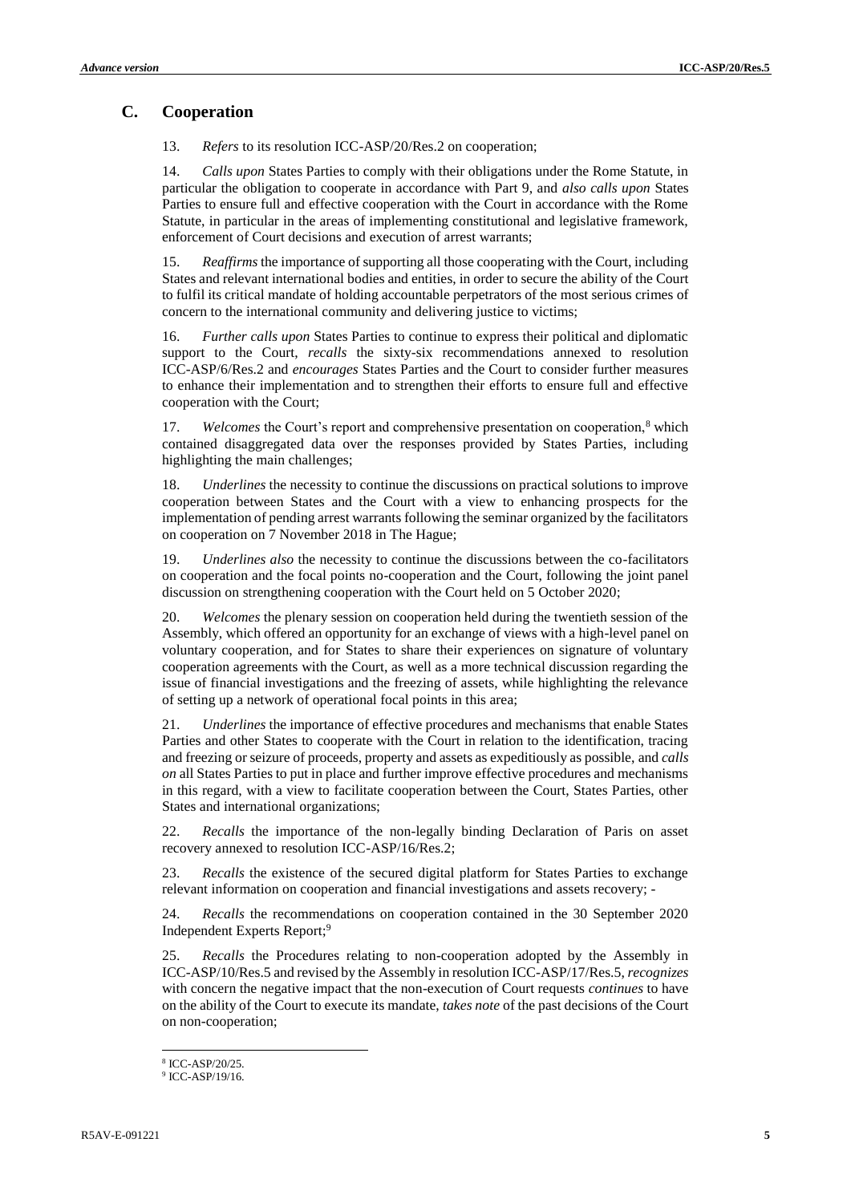## C. Cooperation

13. *Refers* to its resolution ICC-ASP/20/Res.2 on cooperation;

14. *Calls upon* States Parties to comply with their obligations under the Rome Statute, in particular the obligation to cooperate in accordance with Part 9, and *also calls upon* States Parties to ensure full and effective cooperation with the Court in accordance with the Rome Statute, in particular in the areas of implementing constitutional and legislative framework, enforcement of Court decisions and execution of arrest warrants;

15. *Reaffirms* the importance of supporting all those cooperating with the Court, including States and relevant international bodies and entities, in order to secure the ability of the Court to fulfil its critical mandate of holding accountable perpetrators of the most serious crimes of concern to the international community and delivering justice to victims;

16. *Further calls upon* States Parties to continue to express their political and diplomatic support to the Court, *recalls* the sixty-six recommendations annexed to resolution ICC-ASP/6/Res.2 and *encourages* States Parties and the Court to consider further measures to enhance their implementation and to strengthen their efforts to ensure full and effective cooperation with the Court;

17. *Welcomes* the Court's report and comprehensive presentation on cooperation,[8] which contained disaggregated data over the responses provided by States Parties, including highlighting the main challenges;

18. *Underlines* the necessity to continue the discussions on practical solutions to improve cooperation between States and the Court with a view to enhancing prospects for the implementation of pending arrest warrants following the seminar organized by the facilitators on cooperation on 7 November 2018 in The Hague;

19. *Underlines also* the necessity to continue the discussions between the co-facilitators on cooperation and the focal points no-cooperation and the Court, following the joint panel discussion on strengthening cooperation with the Court held on 5 October 2020;

20. *Welcomes* the plenary session on cooperation held during the twentieth session of the Assembly, which offered an opportunity for an exchange of views with a high-level panel on voluntary cooperation, and for States to share their experiences on signature of voluntary cooperation agreements with the Court, as well as a more technical discussion regarding the issue of financial investigations and the freezing of assets, while highlighting the relevance of setting up a network of operational focal points in this area;

21. *Underlines* the importance of effective procedures and mechanisms that enable States Parties and other States to cooperate with the Court in relation to the identification, tracing and freezing or seizure of proceeds, property and assets as expeditiously as possible, and *calls on* all States Parties to put in place and further improve effective procedures and mechanisms in this regard, with a view to facilitate cooperation between the Court, States Parties, other States and international organizations;

22. *Recalls* the importance of the non-legally binding Declaration of Paris on asset recovery annexed to resolution ICC-ASP/16/Res.2;

23. *Recalls* the existence of the secured digital platform for States Parties to exchange relevant information on cooperation and financial investigations and assets recovery; -

24. *Recalls* the recommendations on cooperation contained in the 30 September 2020 Independent Experts Report;[9]

25. *Recalls* the Procedures relating to non-cooperation adopted by the Assembly in ICC-ASP/10/Res.5 and revised by the Assembly in resolution ICC-ASP/17/Res.5, *recognizes* with concern the negative impact that the non-execution of Court requests *continues* to have on the ability of the Court to execute its mandate, *takes note* of the past decisions of the Court on non-cooperation;

---

[8] ICC-ASP/20/25.

[9] ICC-ASP/19/16.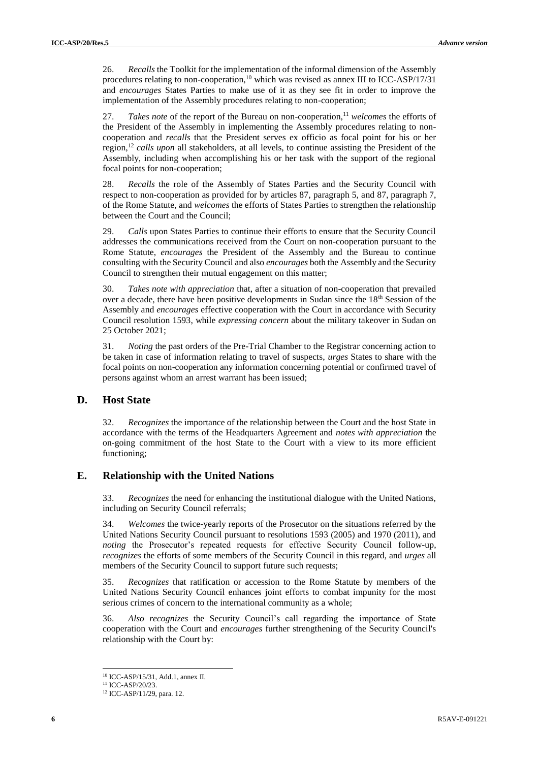26. *Recalls* the Toolkit for the implementation of the informal dimension of the Assembly procedures relating to non-cooperation,[10] which was revised as annex III to ICC-ASP/17/31 and *encourages* States Parties to make use of it as they see fit in order to improve the implementation of the Assembly procedures relating to non-cooperation;

27. *Takes note* of the report of the Bureau on non-cooperation,[11] *welcomes* the efforts of the President of the Assembly in implementing the Assembly procedures relating to non-cooperation and *recalls* that the President serves ex officio as focal point for his or her region,[12] *calls upon* all stakeholders, at all levels, to continue assisting the President of the Assembly, including when accomplishing his or her task with the support of the regional focal points for non-cooperation;

28. *Recalls* the role of the Assembly of States Parties and the Security Council with respect to non-cooperation as provided for by articles 87, paragraph 5, and 87, paragraph 7, of the Rome Statute, and *welcomes* the efforts of States Parties to strengthen the relationship between the Court and the Council;

29. *Calls* upon States Parties to continue their efforts to ensure that the Security Council addresses the communications received from the Court on non-cooperation pursuant to the Rome Statute, *encourages* the President of the Assembly and the Bureau to continue consulting with the Security Council and also *encourages* both the Assembly and the Security Council to strengthen their mutual engagement on this matter;

30. *Takes note with appreciation* that, after a situation of non-cooperation that prevailed over a decade, there have been positive developments in Sudan since the 18th Session of the Assembly and *encourages* effective cooperation with the Court in accordance with Security Council resolution 1593, while *expressing concern* about the military takeover in Sudan on 25 October 2021;

31. *Noting* the past orders of the Pre-Trial Chamber to the Registrar concerning action to be taken in case of information relating to travel of suspects, *urges* States to share with the focal points on non-cooperation any information concerning potential or confirmed travel of persons against whom an arrest warrant has been issued;

## D. Host State

32. *Recognizes* the importance of the relationship between the Court and the host State in accordance with the terms of the Headquarters Agreement and *notes with appreciation* the on-going commitment of the host State to the Court with a view to its more efficient functioning;

## E. Relationship with the United Nations

33. *Recognizes* the need for enhancing the institutional dialogue with the United Nations, including on Security Council referrals;

34. *Welcomes* the twice-yearly reports of the Prosecutor on the situations referred by the United Nations Security Council pursuant to resolutions 1593 (2005) and 1970 (2011), and *noting* the Prosecutor's repeated requests for effective Security Council follow-up, *recognizes* the efforts of some members of the Security Council in this regard, and *urges* all members of the Security Council to support future such requests;

35. *Recognizes* that ratification or accession to the Rome Statute by members of the United Nations Security Council enhances joint efforts to combat impunity for the most serious crimes of concern to the international community as a whole;

36. *Also recognizes* the Security Council's call regarding the importance of State cooperation with the Court and *encourages* further strengthening of the Security Council's relationship with the Court by:

---

[10] ICC-ASP/15/31, Add.1, annex II.

[11] ICC-ASP/20/23.

[12] ICC-ASP/11/29, para. 12.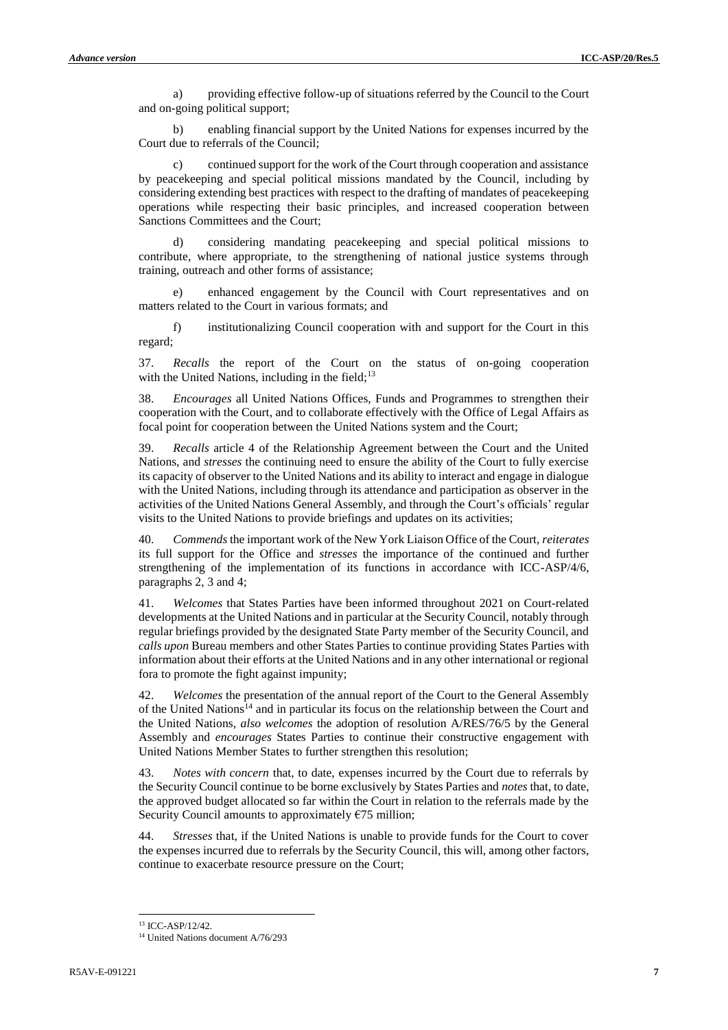a) providing effective follow-up of situations referred by the Council to the Court and on-going political support;

b) enabling financial support by the United Nations for expenses incurred by the Court due to referrals of the Council;

c) continued support for the work of the Court through cooperation and assistance by peacekeeping and special political missions mandated by the Council, including by considering extending best practices with respect to the drafting of mandates of peacekeeping operations while respecting their basic principles, and increased cooperation between Sanctions Committees and the Court;

d) considering mandating peacekeeping and special political missions to contribute, where appropriate, to the strengthening of national justice systems through training, outreach and other forms of assistance;

e) enhanced engagement by the Council with Court representatives and on matters related to the Court in various formats; and

f) institutionalizing Council cooperation with and support for the Court in this regard;

37. *Recalls* the report of the Court on the status of on-going cooperation with the United Nations, including in the field;[13]

38. *Encourages* all United Nations Offices, Funds and Programmes to strengthen their cooperation with the Court, and to collaborate effectively with the Office of Legal Affairs as focal point for cooperation between the United Nations system and the Court;

39. *Recalls* article 4 of the Relationship Agreement between the Court and the United Nations, and *stresses* the continuing need to ensure the ability of the Court to fully exercise its capacity of observer to the United Nations and its ability to interact and engage in dialogue with the United Nations, including through its attendance and participation as observer in the activities of the United Nations General Assembly, and through the Court's officials' regular visits to the United Nations to provide briefings and updates on its activities;

40. *Commends* the important work of the New York Liaison Office of the Court, *reiterates* its full support for the Office and *stresses* the importance of the continued and further strengthening of the implementation of its functions in accordance with ICC-ASP/4/6, paragraphs 2, 3 and 4;

41. *Welcomes* that States Parties have been informed throughout 2021 on Court-related developments at the United Nations and in particular at the Security Council, notably through regular briefings provided by the designated State Party member of the Security Council, and *calls upon* Bureau members and other States Parties to continue providing States Parties with information about their efforts at the United Nations and in any other international or regional fora to promote the fight against impunity;

42. *Welcomes* the presentation of the annual report of the Court to the General Assembly of the United Nations[14] and in particular its focus on the relationship between the Court and the United Nations, *also welcomes* the adoption of resolution A/RES/76/5 by the General Assembly and *encourages* States Parties to continue their constructive engagement with United Nations Member States to further strengthen this resolution;

43. *Notes with concern* that, to date, expenses incurred by the Court due to referrals by the Security Council continue to be borne exclusively by States Parties and *notes* that, to date, the approved budget allocated so far within the Court in relation to the referrals made by the Security Council amounts to approximately €75 million;

44. *Stresses* that, if the United Nations is unable to provide funds for the Court to cover the expenses incurred due to referrals by the Security Council, this will, among other factors, continue to exacerbate resource pressure on the Court;

---

[13] ICC-ASP/12/42.

[14] United Nations document A/76/293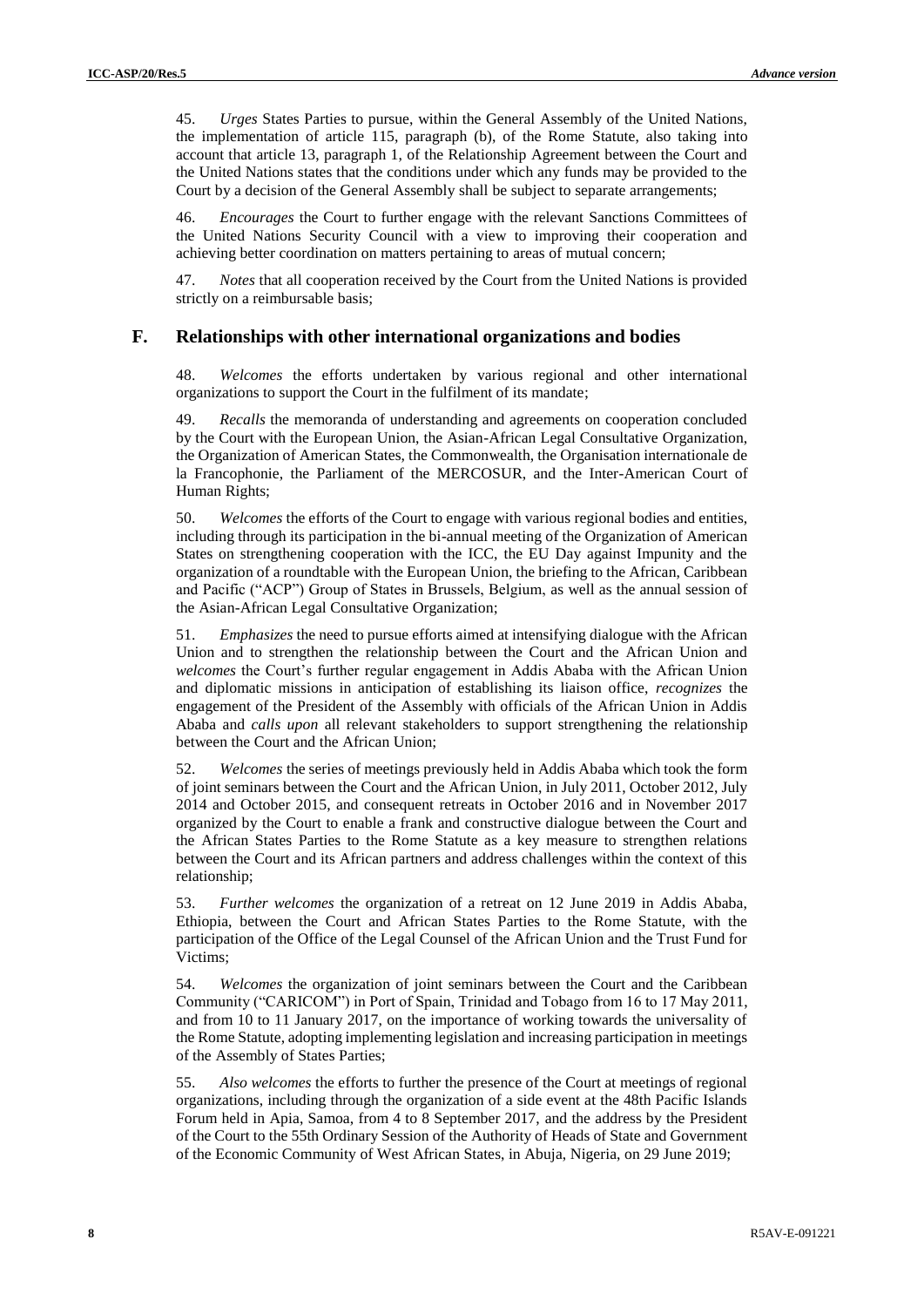45. *Urges* States Parties to pursue, within the General Assembly of the United Nations, the implementation of article 115, paragraph (b), of the Rome Statute, also taking into account that article 13, paragraph 1, of the Relationship Agreement between the Court and the United Nations states that the conditions under which any funds may be provided to the Court by a decision of the General Assembly shall be subject to separate arrangements;

46. *Encourages* the Court to further engage with the relevant Sanctions Committees of the United Nations Security Council with a view to improving their cooperation and achieving better coordination on matters pertaining to areas of mutual concern;

47. *Notes* that all cooperation received by the Court from the United Nations is provided strictly on a reimbursable basis;

## F. Relationships with other international organizations and bodies

48. *Welcomes* the efforts undertaken by various regional and other international organizations to support the Court in the fulfilment of its mandate;

49. *Recalls* the memoranda of understanding and agreements on cooperation concluded by the Court with the European Union, the Asian-African Legal Consultative Organization, the Organization of American States, the Commonwealth, the Organisation internationale de la Francophonie, the Parliament of the MERCOSUR, and the Inter-American Court of Human Rights;

50. *Welcomes* the efforts of the Court to engage with various regional bodies and entities, including through its participation in the bi-annual meeting of the Organization of American States on strengthening cooperation with the ICC, the EU Day against Impunity and the organization of a roundtable with the European Union, the briefing to the African, Caribbean and Pacific ("ACP") Group of States in Brussels, Belgium, as well as the annual session of the Asian-African Legal Consultative Organization;

51. *Emphasizes* the need to pursue efforts aimed at intensifying dialogue with the African Union and to strengthen the relationship between the Court and the African Union and *welcomes* the Court's further regular engagement in Addis Ababa with the African Union and diplomatic missions in anticipation of establishing its liaison office, *recognizes* the engagement of the President of the Assembly with officials of the African Union in Addis Ababa and *calls upon* all relevant stakeholders to support strengthening the relationship between the Court and the African Union;

52. *Welcomes* the series of meetings previously held in Addis Ababa which took the form of joint seminars between the Court and the African Union, in July 2011, October 2012, July 2014 and October 2015, and consequent retreats in October 2016 and in November 2017 organized by the Court to enable a frank and constructive dialogue between the Court and the African States Parties to the Rome Statute as a key measure to strengthen relations between the Court and its African partners and address challenges within the context of this relationship;

53. *Further welcomes* the organization of a retreat on 12 June 2019 in Addis Ababa, Ethiopia, between the Court and African States Parties to the Rome Statute, with the participation of the Office of the Legal Counsel of the African Union and the Trust Fund for Victims;

54. *Welcomes* the organization of joint seminars between the Court and the Caribbean Community ("CARICOM") in Port of Spain, Trinidad and Tobago from 16 to 17 May 2011, and from 10 to 11 January 2017, on the importance of working towards the universality of the Rome Statute, adopting implementing legislation and increasing participation in meetings of the Assembly of States Parties;

55. *Also welcomes* the efforts to further the presence of the Court at meetings of regional organizations, including through the organization of a side event at the 48th Pacific Islands Forum held in Apia, Samoa, from 4 to 8 September 2017, and the address by the President of the Court to the 55th Ordinary Session of the Authority of Heads of State and Government of the Economic Community of West African States, in Abuja, Nigeria, on 29 June 2019;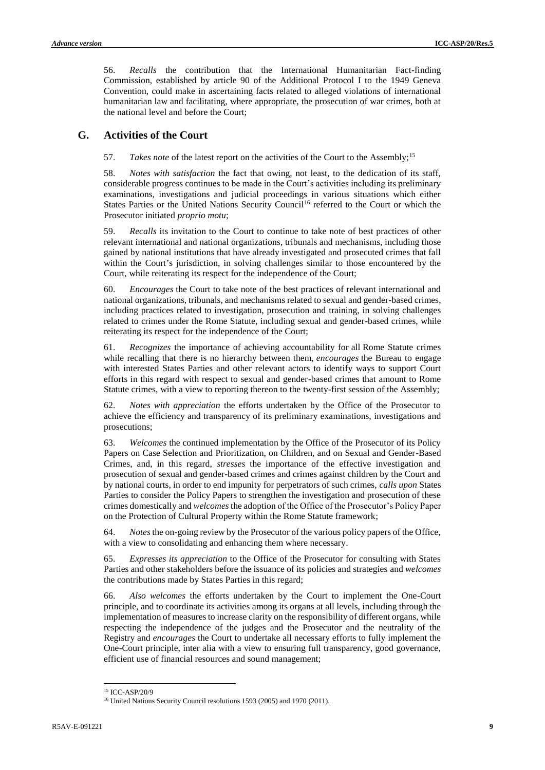56. *Recalls* the contribution that the International Humanitarian Fact-finding Commission, established by article 90 of the Additional Protocol I to the 1949 Geneva Convention, could make in ascertaining facts related to alleged violations of international humanitarian law and facilitating, where appropriate, the prosecution of war crimes, both at the national level and before the Court;

## G. Activities of the Court

57. *Takes note* of the latest report on the activities of the Court to the Assembly;[15]

58. *Notes with satisfaction* the fact that owing, not least, to the dedication of its staff, considerable progress continues to be made in the Court's activities including its preliminary examinations, investigations and judicial proceedings in various situations which either States Parties or the United Nations Security Council[16] referred to the Court or which the Prosecutor initiated *proprio motu*;

59. *Recalls* its invitation to the Court to continue to take note of best practices of other relevant international and national organizations, tribunals and mechanisms, including those gained by national institutions that have already investigated and prosecuted crimes that fall within the Court's jurisdiction, in solving challenges similar to those encountered by the Court, while reiterating its respect for the independence of the Court;

60. *Encourages* the Court to take note of the best practices of relevant international and national organizations, tribunals, and mechanisms related to sexual and gender-based crimes, including practices related to investigation, prosecution and training, in solving challenges related to crimes under the Rome Statute, including sexual and gender-based crimes, while reiterating its respect for the independence of the Court;

61. *Recognizes* the importance of achieving accountability for all Rome Statute crimes while recalling that there is no hierarchy between them, *encourages* the Bureau to engage with interested States Parties and other relevant actors to identify ways to support Court efforts in this regard with respect to sexual and gender-based crimes that amount to Rome Statute crimes, with a view to reporting thereon to the twenty-first session of the Assembly;

62. *Notes with appreciation* the efforts undertaken by the Office of the Prosecutor to achieve the efficiency and transparency of its preliminary examinations, investigations and prosecutions;

63. *Welcomes* the continued implementation by the Office of the Prosecutor of its Policy Papers on Case Selection and Prioritization, on Children, and on Sexual and Gender-Based Crimes, and, in this regard, *stresses* the importance of the effective investigation and prosecution of sexual and gender-based crimes and crimes against children by the Court and by national courts, in order to end impunity for perpetrators of such crimes, *calls upon* States Parties to consider the Policy Papers to strengthen the investigation and prosecution of these crimes domestically and *welcomes* the adoption of the Office of the Prosecutor's Policy Paper on the Protection of Cultural Property within the Rome Statute framework;

64. *Notes* the on-going review by the Prosecutor of the various policy papers of the Office, with a view to consolidating and enhancing them where necessary.

65. *Expresses its appreciation* to the Office of the Prosecutor for consulting with States Parties and other stakeholders before the issuance of its policies and strategies and *welcomes* the contributions made by States Parties in this regard;

66. *Also welcomes* the efforts undertaken by the Court to implement the One-Court principle, and to coordinate its activities among its organs at all levels, including through the implementation of measures to increase clarity on the responsibility of different organs, while respecting the independence of the judges and the Prosecutor and the neutrality of the Registry and *encourages* the Court to undertake all necessary efforts to fully implement the One-Court principle, inter alia with a view to ensuring full transparency, good governance, efficient use of financial resources and sound management;

---

[15] ICC-ASP/20/9

[16] United Nations Security Council resolutions 1593 (2005) and 1970 (2011).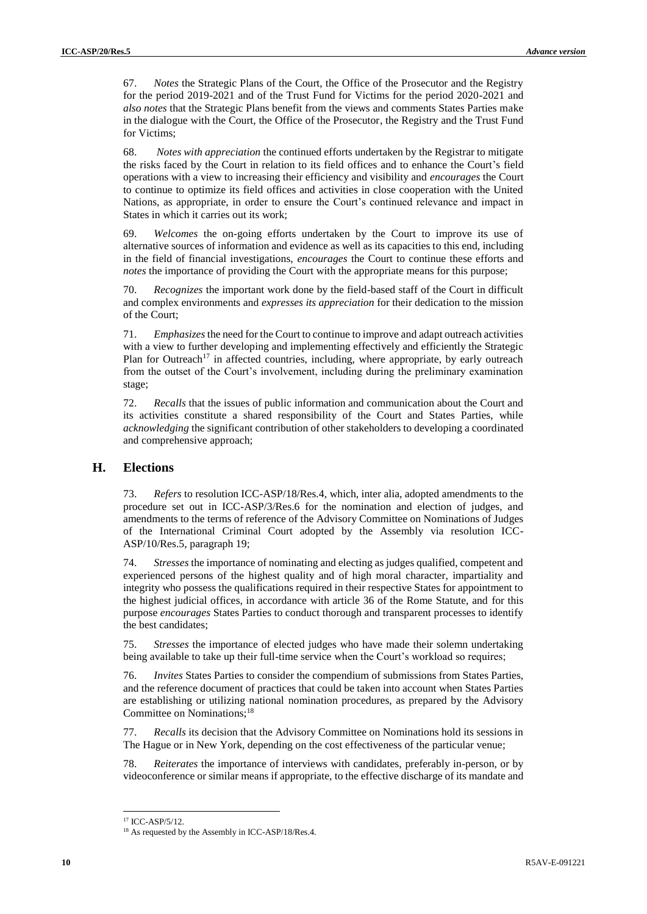67. *Notes* the Strategic Plans of the Court, the Office of the Prosecutor and the Registry for the period 2019-2021 and of the Trust Fund for Victims for the period 2020-2021 and *also notes* that the Strategic Plans benefit from the views and comments States Parties make in the dialogue with the Court, the Office of the Prosecutor, the Registry and the Trust Fund for Victims;

68. *Notes with appreciation* the continued efforts undertaken by the Registrar to mitigate the risks faced by the Court in relation to its field offices and to enhance the Court's field operations with a view to increasing their efficiency and visibility and *encourages* the Court to continue to optimize its field offices and activities in close cooperation with the United Nations, as appropriate, in order to ensure the Court's continued relevance and impact in States in which it carries out its work;

69. *Welcomes* the on-going efforts undertaken by the Court to improve its use of alternative sources of information and evidence as well as its capacities to this end, including in the field of financial investigations, *encourages* the Court to continue these efforts and *notes* the importance of providing the Court with the appropriate means for this purpose;

70. *Recognizes* the important work done by the field-based staff of the Court in difficult and complex environments and *expresses its appreciation* for their dedication to the mission of the Court;

71. *Emphasizes* the need for the Court to continue to improve and adapt outreach activities with a view to further developing and implementing effectively and efficiently the Strategic Plan for Outreach[17] in affected countries, including, where appropriate, by early outreach from the outset of the Court's involvement, including during the preliminary examination stage;

72. *Recalls* that the issues of public information and communication about the Court and its activities constitute a shared responsibility of the Court and States Parties, while *acknowledging* the significant contribution of other stakeholders to developing a coordinated and comprehensive approach;

## H. Elections

73. *Refers* to resolution ICC-ASP/18/Res.4, which, inter alia, adopted amendments to the procedure set out in ICC-ASP/3/Res.6 for the nomination and election of judges, and amendments to the terms of reference of the Advisory Committee on Nominations of Judges of the International Criminal Court adopted by the Assembly via resolution ICC-ASP/10/Res.5, paragraph 19;

74. *Stresses* the importance of nominating and electing as judges qualified, competent and experienced persons of the highest quality and of high moral character, impartiality and integrity who possess the qualifications required in their respective States for appointment to the highest judicial offices, in accordance with article 36 of the Rome Statute, and for this purpose *encourages* States Parties to conduct thorough and transparent processes to identify the best candidates;

75. *Stresses* the importance of elected judges who have made their solemn undertaking being available to take up their full-time service when the Court's workload so requires;

76. *Invites* States Parties to consider the compendium of submissions from States Parties, and the reference document of practices that could be taken into account when States Parties are establishing or utilizing national nomination procedures, as prepared by the Advisory Committee on Nominations;[18]

77. *Recalls* its decision that the Advisory Committee on Nominations hold its sessions in The Hague or in New York, depending on the cost effectiveness of the particular venue;

78. *Reiterates* the importance of interviews with candidates, preferably in-person, or by videoconference or similar means if appropriate, to the effective discharge of its mandate and

---

[17] ICC-ASP/5/12.

[18] As requested by the Assembly in ICC-ASP/18/Res.4.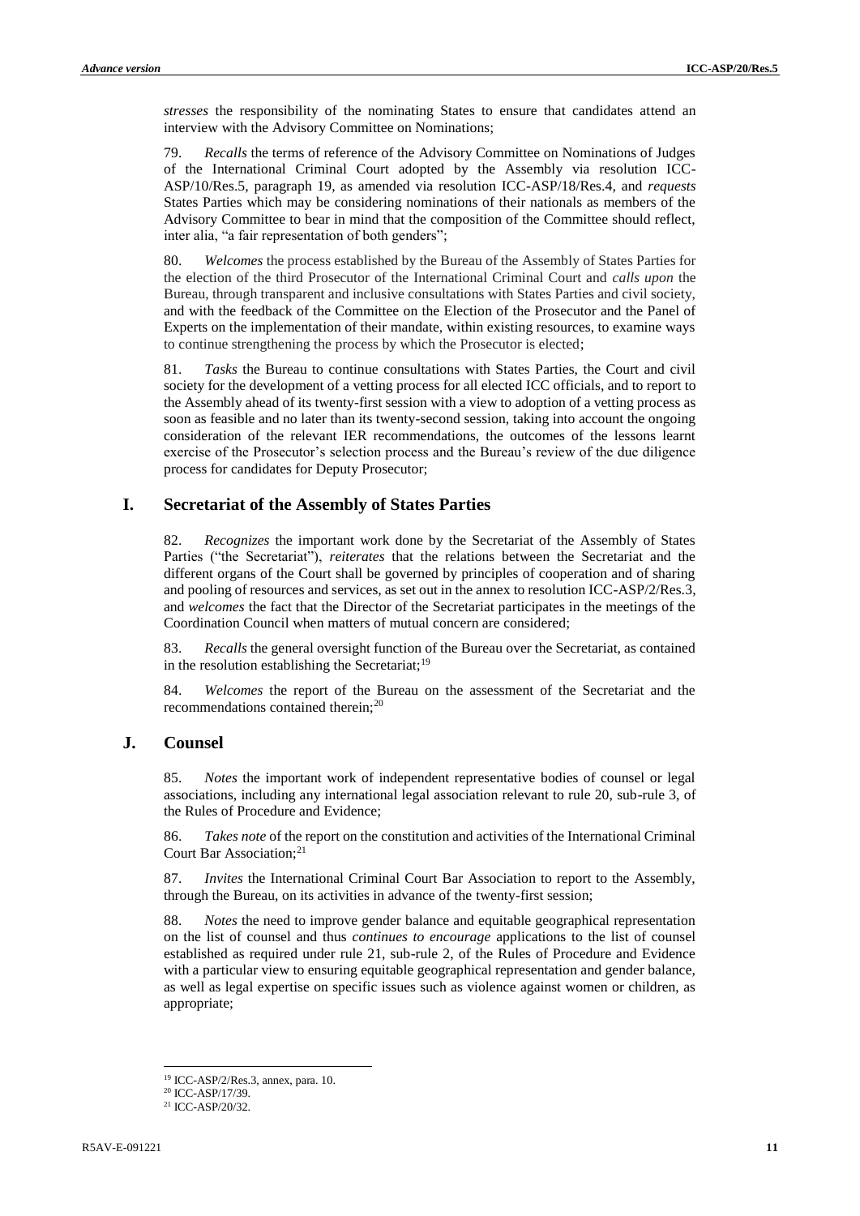*stresses* the responsibility of the nominating States to ensure that candidates attend an interview with the Advisory Committee on Nominations;

79. *Recalls* the terms of reference of the Advisory Committee on Nominations of Judges of the International Criminal Court adopted by the Assembly via resolution ICC-ASP/10/Res.5, paragraph 19, as amended via resolution ICC-ASP/18/Res.4, and *requests* States Parties which may be considering nominations of their nationals as members of the Advisory Committee to bear in mind that the composition of the Committee should reflect, inter alia, "a fair representation of both genders";

80. *Welcomes* the process established by the Bureau of the Assembly of States Parties for the election of the third Prosecutor of the International Criminal Court and *calls upon* the Bureau, through transparent and inclusive consultations with States Parties and civil society, and with the feedback of the Committee on the Election of the Prosecutor and the Panel of Experts on the implementation of their mandate, within existing resources, to examine ways to continue strengthening the process by which the Prosecutor is elected;

81. *Tasks* the Bureau to continue consultations with States Parties, the Court and civil society for the development of a vetting process for all elected ICC officials, and to report to the Assembly ahead of its twenty-first session with a view to adoption of a vetting process as soon as feasible and no later than its twenty-second session, taking into account the ongoing consideration of the relevant IER recommendations, the outcomes of the lessons learnt exercise of the Prosecutor's selection process and the Bureau's review of the due diligence process for candidates for Deputy Prosecutor;

## I. Secretariat of the Assembly of States Parties

82. *Recognizes* the important work done by the Secretariat of the Assembly of States Parties ("the Secretariat"), *reiterates* that the relations between the Secretariat and the different organs of the Court shall be governed by principles of cooperation and of sharing and pooling of resources and services, as set out in the annex to resolution ICC-ASP/2/Res.3, and *welcomes* the fact that the Director of the Secretariat participates in the meetings of the Coordination Council when matters of mutual concern are considered;

83. *Recalls* the general oversight function of the Bureau over the Secretariat, as contained in the resolution establishing the Secretariat;[19]

84. *Welcomes* the report of the Bureau on the assessment of the Secretariat and the recommendations contained therein;[20]

## J. Counsel

85. *Notes* the important work of independent representative bodies of counsel or legal associations, including any international legal association relevant to rule 20, sub-rule 3, of the Rules of Procedure and Evidence;

86. *Takes note* of the report on the constitution and activities of the International Criminal Court Bar Association;[21]

87. *Invites* the International Criminal Court Bar Association to report to the Assembly, through the Bureau, on its activities in advance of the twenty-first session;

88. *Notes* the need to improve gender balance and equitable geographical representation on the list of counsel and thus *continues to encourage* applications to the list of counsel established as required under rule 21, sub-rule 2, of the Rules of Procedure and Evidence with a particular view to ensuring equitable geographical representation and gender balance, as well as legal expertise on specific issues such as violence against women or children, as appropriate;

---

[19] ICC-ASP/2/Res.3, annex, para. 10.

[20] ICC-ASP/17/39.

[21] ICC-ASP/20/32.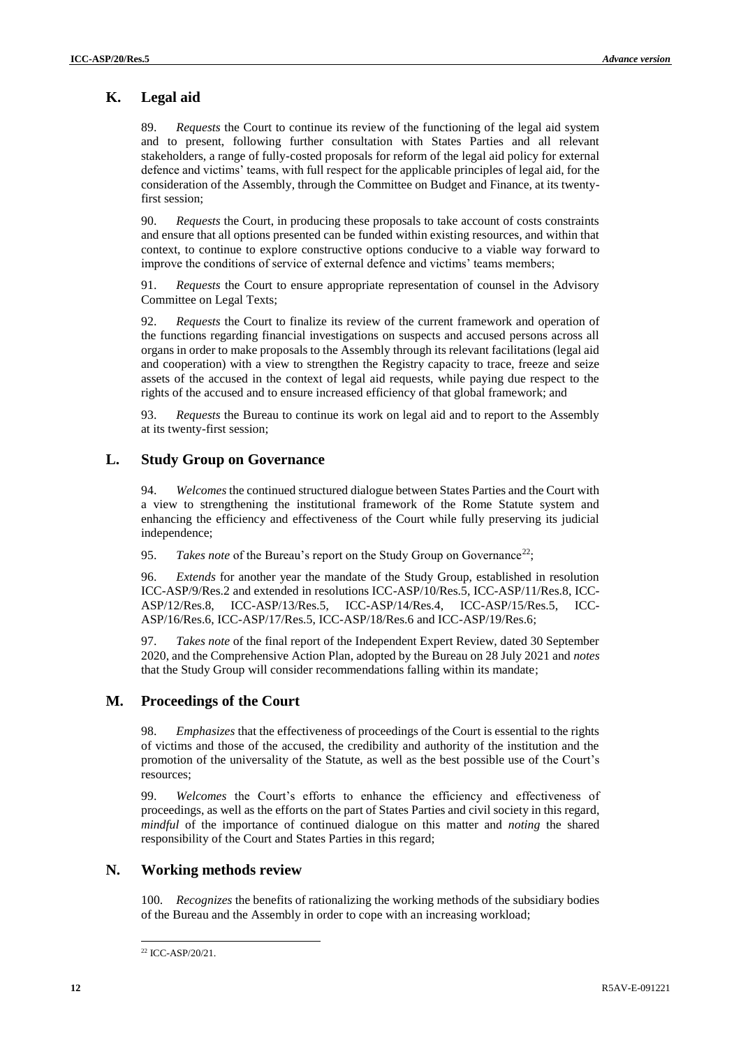## K. Legal aid

89. *Requests* the Court to continue its review of the functioning of the legal aid system and to present, following further consultation with States Parties and all relevant stakeholders, a range of fully-costed proposals for reform of the legal aid policy for external defence and victims' teams, with full respect for the applicable principles of legal aid, for the consideration of the Assembly, through the Committee on Budget and Finance, at its twenty-first session;

90. *Requests* the Court, in producing these proposals to take account of costs constraints and ensure that all options presented can be funded within existing resources, and within that context, to continue to explore constructive options conducive to a viable way forward to improve the conditions of service of external defence and victims' teams members;

91. *Requests* the Court to ensure appropriate representation of counsel in the Advisory Committee on Legal Texts;

92. *Requests* the Court to finalize its review of the current framework and operation of the functions regarding financial investigations on suspects and accused persons across all organs in order to make proposals to the Assembly through its relevant facilitations (legal aid and cooperation) with a view to strengthen the Registry capacity to trace, freeze and seize assets of the accused in the context of legal aid requests, while paying due respect to the rights of the accused and to ensure increased efficiency of that global framework; and

93. *Requests* the Bureau to continue its work on legal aid and to report to the Assembly at its twenty-first session;

## L. Study Group on Governance

94. *Welcomes* the continued structured dialogue between States Parties and the Court with a view to strengthening the institutional framework of the Rome Statute system and enhancing the efficiency and effectiveness of the Court while fully preserving its judicial independence;

95. *Takes note* of the Bureau's report on the Study Group on Governance[22];

96. *Extends* for another year the mandate of the Study Group, established in resolution ICC-ASP/9/Res.2 and extended in resolutions ICC-ASP/10/Res.5, ICC-ASP/11/Res.8, ICC-ASP/12/Res.8, ICC-ASP/13/Res.5, ICC-ASP/14/Res.4, ICC-ASP/15/Res.5, ICC-ASP/16/Res.6, ICC-ASP/17/Res.5, ICC-ASP/18/Res.6 and ICC-ASP/19/Res.6;

97. *Takes note* of the final report of the Independent Expert Review, dated 30 September 2020, and the Comprehensive Action Plan, adopted by the Bureau on 28 July 2021 and *notes* that the Study Group will consider recommendations falling within its mandate;

## M. Proceedings of the Court

98. *Emphasizes* that the effectiveness of proceedings of the Court is essential to the rights of victims and those of the accused, the credibility and authority of the institution and the promotion of the universality of the Statute, as well as the best possible use of the Court's resources;

99. *Welcomes* the Court's efforts to enhance the efficiency and effectiveness of proceedings, as well as the efforts on the part of States Parties and civil society in this regard, *mindful* of the importance of continued dialogue on this matter and *noting* the shared responsibility of the Court and States Parties in this regard;

## N. Working methods review

100. *Recognizes* the benefits of rationalizing the working methods of the subsidiary bodies of the Bureau and the Assembly in order to cope with an increasing workload;

---

[22] ICC-ASP/20/21.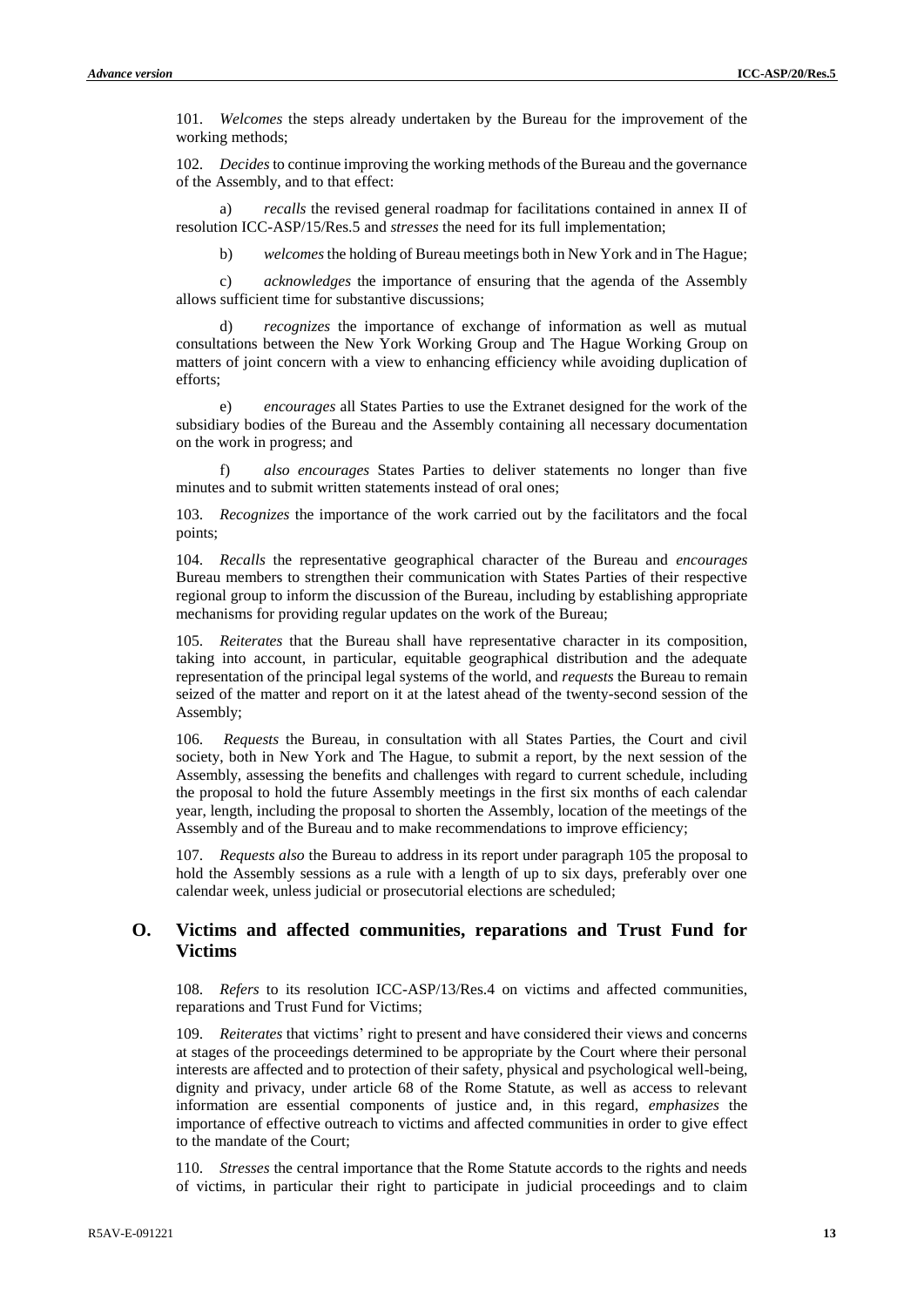101. *Welcomes* the steps already undertaken by the Bureau for the improvement of the working methods;

102. *Decides* to continue improving the working methods of the Bureau and the governance of the Assembly, and to that effect:

a) *recalls* the revised general roadmap for facilitations contained in annex II of resolution ICC-ASP/15/Res.5 and *stresses* the need for its full implementation;

b) *welcomes* the holding of Bureau meetings both in New York and in The Hague;

c) *acknowledges* the importance of ensuring that the agenda of the Assembly allows sufficient time for substantive discussions;

d) *recognizes* the importance of exchange of information as well as mutual consultations between the New York Working Group and The Hague Working Group on matters of joint concern with a view to enhancing efficiency while avoiding duplication of efforts;

e) *encourages* all States Parties to use the Extranet designed for the work of the subsidiary bodies of the Bureau and the Assembly containing all necessary documentation on the work in progress; and

f) *also encourages* States Parties to deliver statements no longer than five minutes and to submit written statements instead of oral ones;

103. *Recognizes* the importance of the work carried out by the facilitators and the focal points;

104. *Recalls* the representative geographical character of the Bureau and *encourages* Bureau members to strengthen their communication with States Parties of their respective regional group to inform the discussion of the Bureau, including by establishing appropriate mechanisms for providing regular updates on the work of the Bureau;

105. *Reiterates* that the Bureau shall have representative character in its composition, taking into account, in particular, equitable geographical distribution and the adequate representation of the principal legal systems of the world, and *requests* the Bureau to remain seized of the matter and report on it at the latest ahead of the twenty-second session of the Assembly;

106. *Requests* the Bureau, in consultation with all States Parties, the Court and civil society, both in New York and The Hague, to submit a report, by the next session of the Assembly, assessing the benefits and challenges with regard to current schedule, including the proposal to hold the future Assembly meetings in the first six months of each calendar year, length, including the proposal to shorten the Assembly, location of the meetings of the Assembly and of the Bureau and to make recommendations to improve efficiency;

107. *Requests also* the Bureau to address in its report under paragraph 105 the proposal to hold the Assembly sessions as a rule with a length of up to six days, preferably over one calendar week, unless judicial or prosecutorial elections are scheduled;

## O. Victims and affected communities, reparations and Trust Fund for Victims

108. *Refers* to its resolution ICC-ASP/13/Res.4 on victims and affected communities, reparations and Trust Fund for Victims;

109. *Reiterates* that victims' right to present and have considered their views and concerns at stages of the proceedings determined to be appropriate by the Court where their personal interests are affected and to protection of their safety, physical and psychological well-being, dignity and privacy, under article 68 of the Rome Statute, as well as access to relevant information are essential components of justice and, in this regard, *emphasizes* the importance of effective outreach to victims and affected communities in order to give effect to the mandate of the Court;

110. *Stresses* the central importance that the Rome Statute accords to the rights and needs of victims, in particular their right to participate in judicial proceedings and to claim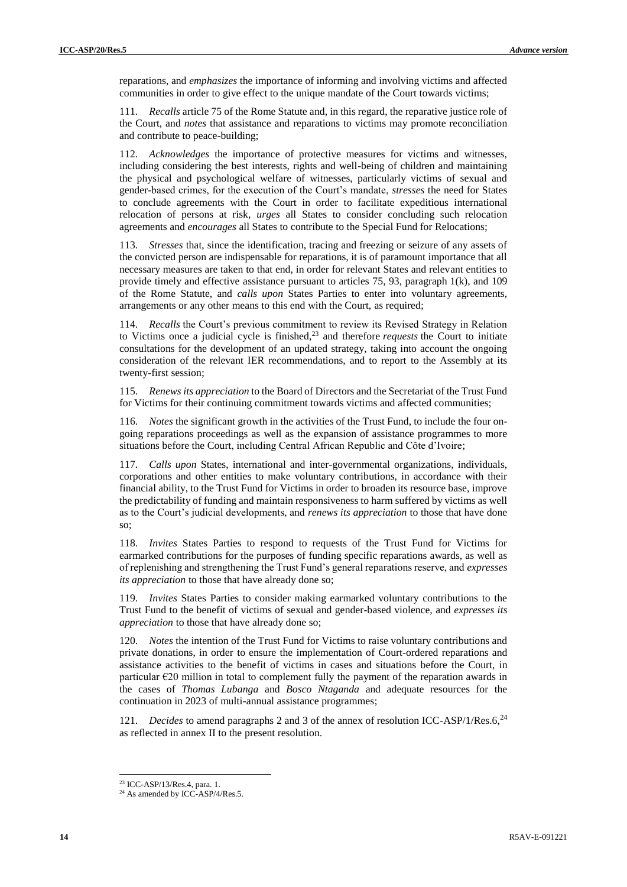reparations, and *emphasizes* the importance of informing and involving victims and affected communities in order to give effect to the unique mandate of the Court towards victims;

111. *Recalls* article 75 of the Rome Statute and, in this regard, the reparative justice role of the Court, and *notes* that assistance and reparations to victims may promote reconciliation and contribute to peace-building;

112. *Acknowledges* the importance of protective measures for victims and witnesses, including considering the best interests, rights and well-being of children and maintaining the physical and psychological welfare of witnesses, particularly victims of sexual and gender-based crimes, for the execution of the Court's mandate, *stresses* the need for States to conclude agreements with the Court in order to facilitate expeditious international relocation of persons at risk, *urges* all States to consider concluding such relocation agreements and *encourages* all States to contribute to the Special Fund for Relocations;

113. *Stresses* that, since the identification, tracing and freezing or seizure of any assets of the convicted person are indispensable for reparations, it is of paramount importance that all necessary measures are taken to that end, in order for relevant States and relevant entities to provide timely and effective assistance pursuant to articles 75, 93, paragraph 1(k), and 109 of the Rome Statute, and *calls upon* States Parties to enter into voluntary agreements, arrangements or any other means to this end with the Court, as required;

114. *Recalls* the Court's previous commitment to review its Revised Strategy in Relation to Victims once a judicial cycle is finished,[23] and therefore *requests* the Court to initiate consultations for the development of an updated strategy, taking into account the ongoing consideration of the relevant IER recommendations, and to report to the Assembly at its twenty-first session;

115. *Renews its appreciation* to the Board of Directors and the Secretariat of the Trust Fund for Victims for their continuing commitment towards victims and affected communities;

116. *Notes* the significant growth in the activities of the Trust Fund, to include the four on-going reparations proceedings as well as the expansion of assistance programmes to more situations before the Court, including Central African Republic and Côte d'Ivoire;

117. *Calls upon* States, international and inter-governmental organizations, individuals, corporations and other entities to make voluntary contributions, in accordance with their financial ability, to the Trust Fund for Victims in order to broaden its resource base, improve the predictability of funding and maintain responsiveness to harm suffered by victims as well as to the Court's judicial developments, and *renews its appreciation* to those that have done so;

118. *Invites* States Parties to respond to requests of the Trust Fund for Victims for earmarked contributions for the purposes of funding specific reparations awards, as well as of replenishing and strengthening the Trust Fund's general reparations reserve, and *expresses its appreciation* to those that have already done so;

119. *Invites* States Parties to consider making earmarked voluntary contributions to the Trust Fund to the benefit of victims of sexual and gender-based violence, and *expresses its appreciation* to those that have already done so;

120. *Notes* the intention of the Trust Fund for Victims to raise voluntary contributions and private donations, in order to ensure the implementation of Court-ordered reparations and assistance activities to the benefit of victims in cases and situations before the Court, in particular €20 million in total to complement fully the payment of the reparation awards in the cases of *Thomas Lubanga* and *Bosco Ntaganda* and adequate resources for the continuation in 2023 of multi-annual assistance programmes;

121. *Decides* to amend paragraphs 2 and 3 of the annex of resolution ICC-ASP/1/Res.6,[24] as reflected in annex II to the present resolution.

---

[23] ICC-ASP/13/Res.4, para. 1.

[24] As amended by ICC-ASP/4/Res.5.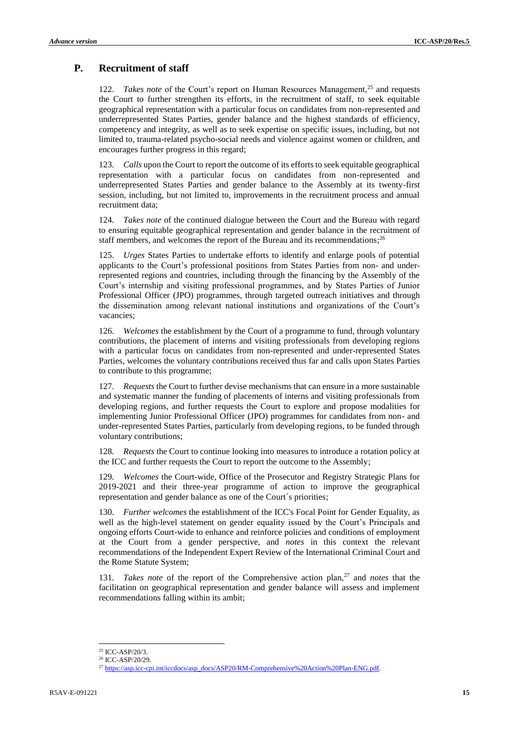## P. Recruitment of staff

122. *Takes note* of the Court's report on Human Resources Management,[25] and requests the Court to further strengthen its efforts, in the recruitment of staff, to seek equitable geographical representation with a particular focus on candidates from non-represented and underrepresented States Parties, gender balance and the highest standards of efficiency, competency and integrity, as well as to seek expertise on specific issues, including, but not limited to, trauma-related psycho-social needs and violence against women or children, and encourages further progress in this regard;

123. *Calls* upon the Court to report the outcome of its efforts to seek equitable geographical representation with a particular focus on candidates from non-represented and underrepresented States Parties and gender balance to the Assembly at its twenty-first session, including, but not limited to, improvements in the recruitment process and annual recruitment data;

124. *Takes note* of the continued dialogue between the Court and the Bureau with regard to ensuring equitable geographical representation and gender balance in the recruitment of staff members, and welcomes the report of the Bureau and its recommendations;[26]

125. *Urges* States Parties to undertake efforts to identify and enlarge pools of potential applicants to the Court's professional positions from States Parties from non- and under-represented regions and countries, including through the financing by the Assembly of the Court's internship and visiting professional programmes, and by States Parties of Junior Professional Officer (JPO) programmes, through targeted outreach initiatives and through the dissemination among relevant national institutions and organizations of the Court's vacancies;

126. *Welcomes* the establishment by the Court of a programme to fund, through voluntary contributions, the placement of interns and visiting professionals from developing regions with a particular focus on candidates from non-represented and under-represented States Parties, welcomes the voluntary contributions received thus far and calls upon States Parties to contribute to this programme;

127. *Requests* the Court to further devise mechanisms that can ensure in a more sustainable and systematic manner the funding of placements of interns and visiting professionals from developing regions, and further requests the Court to explore and propose modalities for implementing Junior Professional Officer (JPO) programmes for candidates from non- and under-represented States Parties, particularly from developing regions, to be funded through voluntary contributions;

128. *Requests* the Court to continue looking into measures to introduce a rotation policy at the ICC and further requests the Court to report the outcome to the Assembly;

129. *Welcomes* the Court-wide, Office of the Prosecutor and Registry Strategic Plans for 2019-2021 and their three-year programme of action to improve the geographical representation and gender balance as one of the Court´s priorities;

130. *Further welcomes* the establishment of the ICC's Focal Point for Gender Equality, as well as the high-level statement on gender equality issued by the Court's Principals and ongoing efforts Court-wide to enhance and reinforce policies and conditions of employment at the Court from a gender perspective, and *notes* in this context the relevant recommendations of the Independent Expert Review of the International Criminal Court and the Rome Statute System;

131. *Takes note* of the report of the Comprehensive action plan,[27] and *notes* that the facilitation on geographical representation and gender balance will assess and implement recommendations falling within its ambit;

---

[25] ICC-ASP/20/3.

[26] ICC-ASP/20/29.

[27] https://asp.icc-cpi.int/iccdocs/asp_docs/ASP20/RM-Comprehensive%20Action%20Plan-ENG.pdf.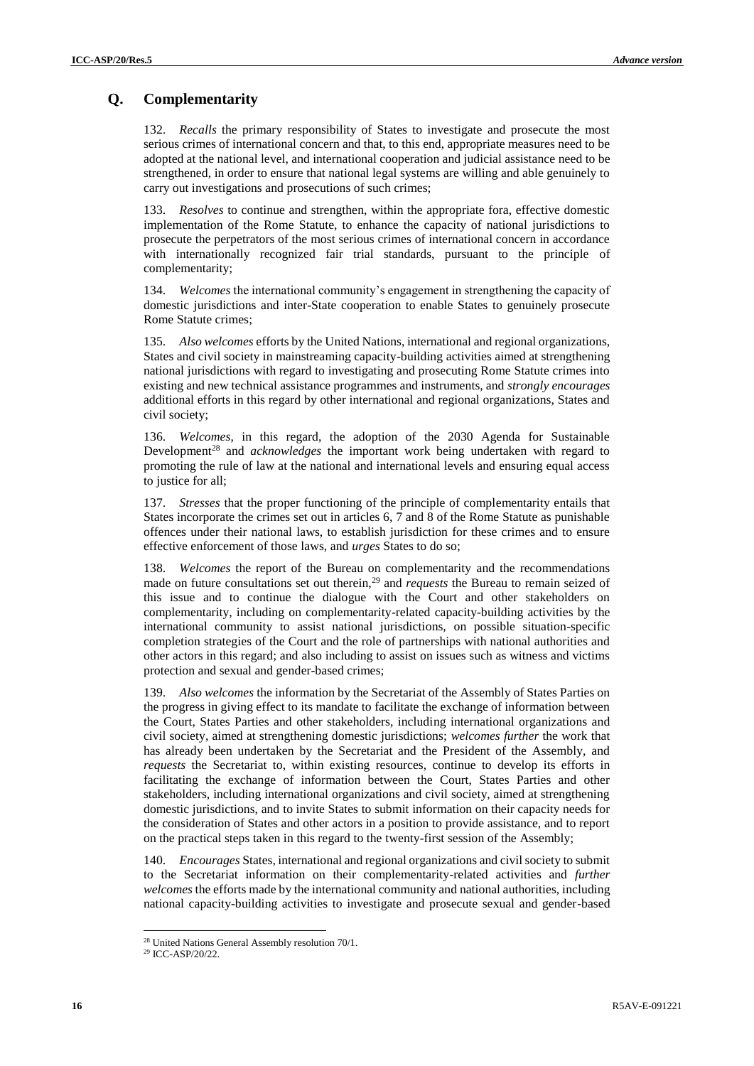## Q. Complementarity

132. *Recalls* the primary responsibility of States to investigate and prosecute the most serious crimes of international concern and that, to this end, appropriate measures need to be adopted at the national level, and international cooperation and judicial assistance need to be strengthened, in order to ensure that national legal systems are willing and able genuinely to carry out investigations and prosecutions of such crimes;

133. *Resolves* to continue and strengthen, within the appropriate fora, effective domestic implementation of the Rome Statute, to enhance the capacity of national jurisdictions to prosecute the perpetrators of the most serious crimes of international concern in accordance with internationally recognized fair trial standards, pursuant to the principle of complementarity;

134. *Welcomes* the international community's engagement in strengthening the capacity of domestic jurisdictions and inter-State cooperation to enable States to genuinely prosecute Rome Statute crimes;

135. *Also welcomes* efforts by the United Nations, international and regional organizations, States and civil society in mainstreaming capacity-building activities aimed at strengthening national jurisdictions with regard to investigating and prosecuting Rome Statute crimes into existing and new technical assistance programmes and instruments, and *strongly encourages* additional efforts in this regard by other international and regional organizations, States and civil society;

136. *Welcomes*, in this regard, the adoption of the 2030 Agenda for Sustainable Development[28] and *acknowledges* the important work being undertaken with regard to promoting the rule of law at the national and international levels and ensuring equal access to justice for all;

137. *Stresses* that the proper functioning of the principle of complementarity entails that States incorporate the crimes set out in articles 6, 7 and 8 of the Rome Statute as punishable offences under their national laws, to establish jurisdiction for these crimes and to ensure effective enforcement of those laws, and *urges* States to do so;

138. *Welcomes* the report of the Bureau on complementarity and the recommendations made on future consultations set out therein,[29] and *requests* the Bureau to remain seized of this issue and to continue the dialogue with the Court and other stakeholders on complementarity, including on complementarity-related capacity-building activities by the international community to assist national jurisdictions, on possible situation-specific completion strategies of the Court and the role of partnerships with national authorities and other actors in this regard; and also including to assist on issues such as witness and victims protection and sexual and gender-based crimes;

139. *Also welcomes* the information by the Secretariat of the Assembly of States Parties on the progress in giving effect to its mandate to facilitate the exchange of information between the Court, States Parties and other stakeholders, including international organizations and civil society, aimed at strengthening domestic jurisdictions; *welcomes further* the work that has already been undertaken by the Secretariat and the President of the Assembly, and *requests* the Secretariat to, within existing resources, continue to develop its efforts in facilitating the exchange of information between the Court, States Parties and other stakeholders, including international organizations and civil society, aimed at strengthening domestic jurisdictions, and to invite States to submit information on their capacity needs for the consideration of States and other actors in a position to provide assistance, and to report on the practical steps taken in this regard to the twenty-first session of the Assembly;

140. *Encourages* States, international and regional organizations and civil society to submit to the Secretariat information on their complementarity-related activities and *further welcomes* the efforts made by the international community and national authorities, including national capacity-building activities to investigate and prosecute sexual and gender-based

---

[28] United Nations General Assembly resolution 70/1.

[29] ICC-ASP/20/22.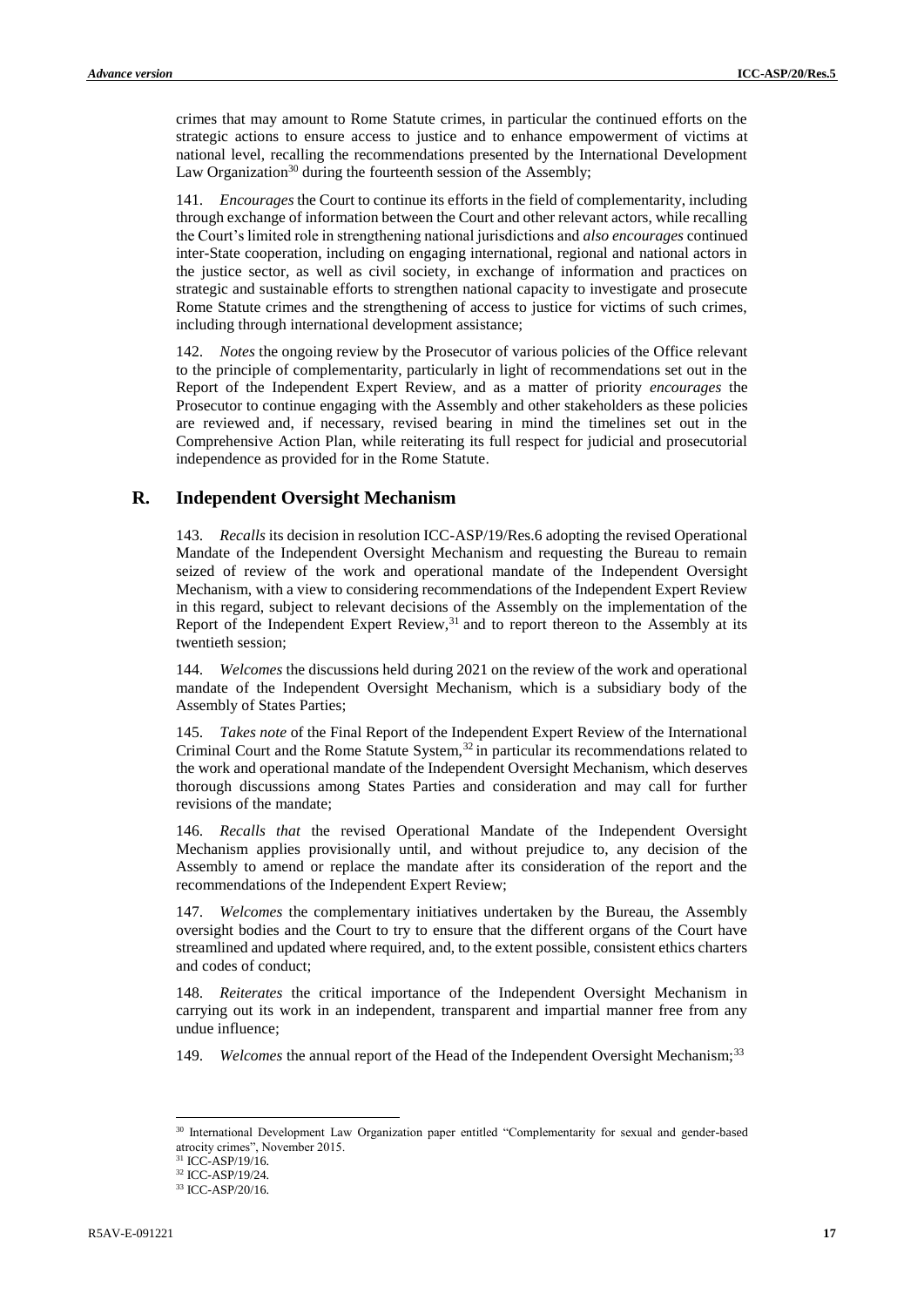crimes that may amount to Rome Statute crimes, in particular the continued efforts on the strategic actions to ensure access to justice and to enhance empowerment of victims at national level, recalling the recommendations presented by the International Development Law Organization[30] during the fourteenth session of the Assembly;

141. *Encourages* the Court to continue its efforts in the field of complementarity, including through exchange of information between the Court and other relevant actors, while recalling the Court's limited role in strengthening national jurisdictions and *also encourages* continued inter-State cooperation, including on engaging international, regional and national actors in the justice sector, as well as civil society, in exchange of information and practices on strategic and sustainable efforts to strengthen national capacity to investigate and prosecute Rome Statute crimes and the strengthening of access to justice for victims of such crimes, including through international development assistance;

142. *Notes* the ongoing review by the Prosecutor of various policies of the Office relevant to the principle of complementarity, particularly in light of recommendations set out in the Report of the Independent Expert Review, and as a matter of priority *encourages* the Prosecutor to continue engaging with the Assembly and other stakeholders as these policies are reviewed and, if necessary, revised bearing in mind the timelines set out in the Comprehensive Action Plan, while reiterating its full respect for judicial and prosecutorial independence as provided for in the Rome Statute.

## R. Independent Oversight Mechanism

143. *Recalls* its decision in resolution ICC-ASP/19/Res.6 adopting the revised Operational Mandate of the Independent Oversight Mechanism and requesting the Bureau to remain seized of review of the work and operational mandate of the Independent Oversight Mechanism, with a view to considering recommendations of the Independent Expert Review in this regard, subject to relevant decisions of the Assembly on the implementation of the Report of the Independent Expert Review,[31] and to report thereon to the Assembly at its twentieth session;

144. *Welcomes* the discussions held during 2021 on the review of the work and operational mandate of the Independent Oversight Mechanism, which is a subsidiary body of the Assembly of States Parties;

145. *Takes note* of the Final Report of the Independent Expert Review of the International Criminal Court and the Rome Statute System,[32] in particular its recommendations related to the work and operational mandate of the Independent Oversight Mechanism, which deserves thorough discussions among States Parties and consideration and may call for further revisions of the mandate;

146. *Recalls that* the revised Operational Mandate of the Independent Oversight Mechanism applies provisionally until, and without prejudice to, any decision of the Assembly to amend or replace the mandate after its consideration of the report and the recommendations of the Independent Expert Review;

147. *Welcomes* the complementary initiatives undertaken by the Bureau, the Assembly oversight bodies and the Court to try to ensure that the different organs of the Court have streamlined and updated where required, and, to the extent possible, consistent ethics charters and codes of conduct;

148. *Reiterates* the critical importance of the Independent Oversight Mechanism in carrying out its work in an independent, transparent and impartial manner free from any undue influence;

149. *Welcomes* the annual report of the Head of the Independent Oversight Mechanism;[33]

---

[30] International Development Law Organization paper entitled "Complementarity for sexual and gender-based atrocity crimes", November 2015.

[31] ICC-ASP/19/16.

[32] ICC-ASP/19/24.

[33] ICC-ASP/20/16.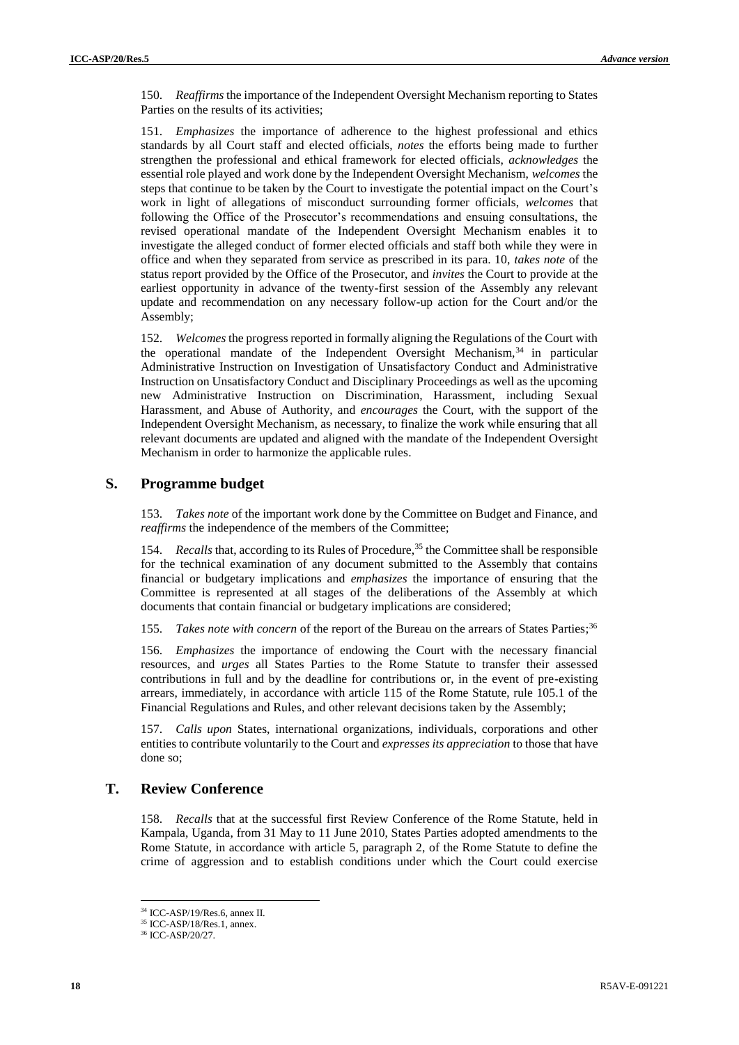150. *Reaffirms* the importance of the Independent Oversight Mechanism reporting to States Parties on the results of its activities;

151. *Emphasizes* the importance of adherence to the highest professional and ethics standards by all Court staff and elected officials, *notes* the efforts being made to further strengthen the professional and ethical framework for elected officials, *acknowledges* the essential role played and work done by the Independent Oversight Mechanism, *welcomes* the steps that continue to be taken by the Court to investigate the potential impact on the Court's work in light of allegations of misconduct surrounding former officials, *welcomes* that following the Office of the Prosecutor's recommendations and ensuing consultations, the revised operational mandate of the Independent Oversight Mechanism enables it to investigate the alleged conduct of former elected officials and staff both while they were in office and when they separated from service as prescribed in its para. 10, *takes note* of the status report provided by the Office of the Prosecutor, and *invites* the Court to provide at the earliest opportunity in advance of the twenty-first session of the Assembly any relevant update and recommendation on any necessary follow-up action for the Court and/or the Assembly;

152. *Welcomes* the progress reported in formally aligning the Regulations of the Court with the operational mandate of the Independent Oversight Mechanism,[34] in particular Administrative Instruction on Investigation of Unsatisfactory Conduct and Administrative Instruction on Unsatisfactory Conduct and Disciplinary Proceedings as well as the upcoming new Administrative Instruction on Discrimination, Harassment, including Sexual Harassment, and Abuse of Authority, and *encourages* the Court, with the support of the Independent Oversight Mechanism, as necessary, to finalize the work while ensuring that all relevant documents are updated and aligned with the mandate of the Independent Oversight Mechanism in order to harmonize the applicable rules.

## S. Programme budget

153. *Takes note* of the important work done by the Committee on Budget and Finance, and *reaffirms* the independence of the members of the Committee;

154. *Recalls* that, according to its Rules of Procedure,[35] the Committee shall be responsible for the technical examination of any document submitted to the Assembly that contains financial or budgetary implications and *emphasizes* the importance of ensuring that the Committee is represented at all stages of the deliberations of the Assembly at which documents that contain financial or budgetary implications are considered;

155. *Takes note with concern* of the report of the Bureau on the arrears of States Parties;[36]

156. *Emphasizes* the importance of endowing the Court with the necessary financial resources, and *urges* all States Parties to the Rome Statute to transfer their assessed contributions in full and by the deadline for contributions or, in the event of pre-existing arrears, immediately, in accordance with article 115 of the Rome Statute, rule 105.1 of the Financial Regulations and Rules, and other relevant decisions taken by the Assembly;

157. *Calls upon* States, international organizations, individuals, corporations and other entities to contribute voluntarily to the Court and *expresses its appreciation* to those that have done so;

## T. Review Conference

158. *Recalls* that at the successful first Review Conference of the Rome Statute, held in Kampala, Uganda, from 31 May to 11 June 2010, States Parties adopted amendments to the Rome Statute, in accordance with article 5, paragraph 2, of the Rome Statute to define the crime of aggression and to establish conditions under which the Court could exercise

---

[34] ICC-ASP/19/Res.6, annex II.
[35] ICC-ASP/18/Res.1, annex.
[36] ICC-ASP/20/27.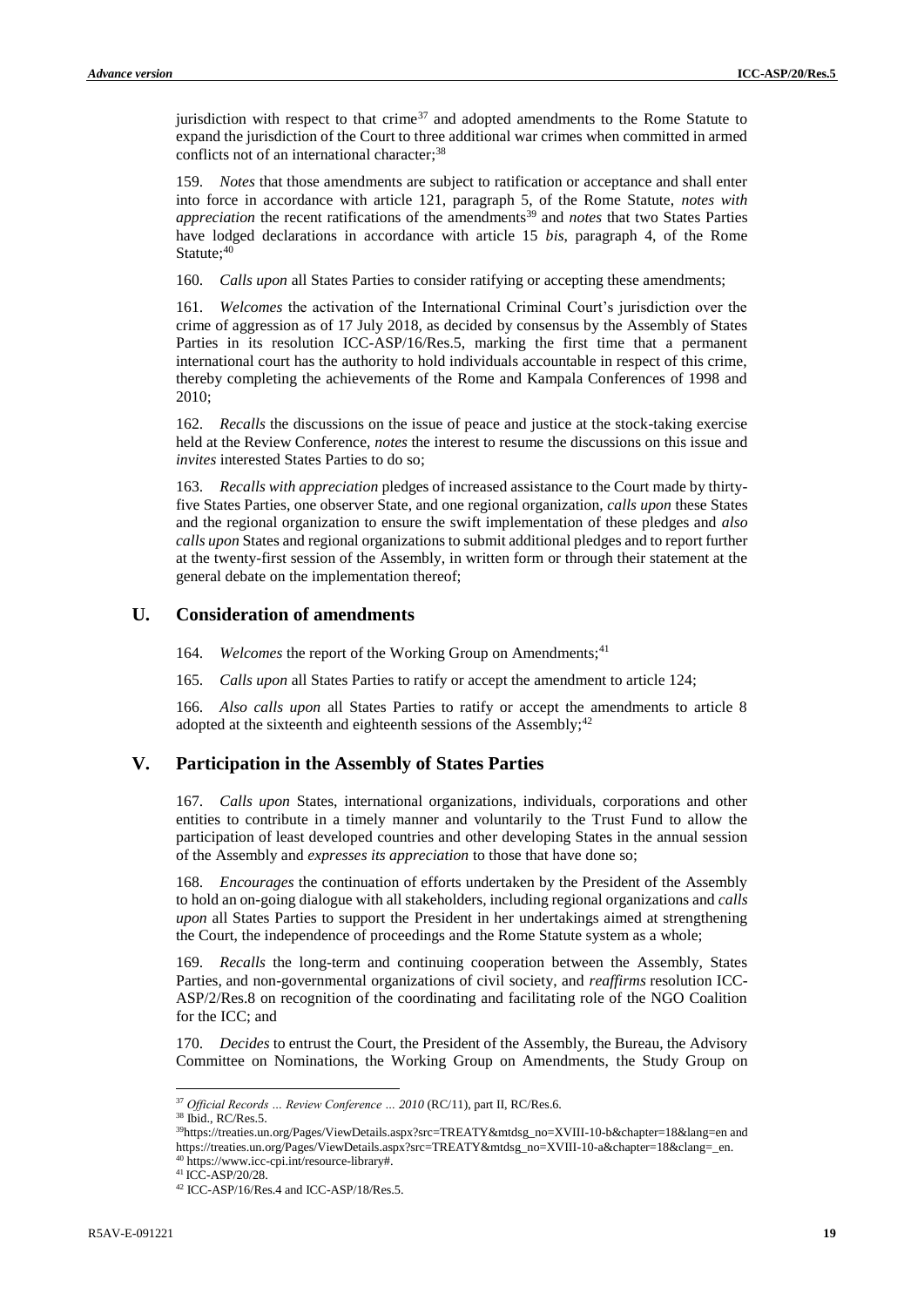jurisdiction with respect to that crime[37] and adopted amendments to the Rome Statute to expand the jurisdiction of the Court to three additional war crimes when committed in armed conflicts not of an international character;[38]

159. *Notes* that those amendments are subject to ratification or acceptance and shall enter into force in accordance with article 121, paragraph 5, of the Rome Statute, *notes with appreciation* the recent ratifications of the amendments[39] and *notes* that two States Parties have lodged declarations in accordance with article 15 *bis*, paragraph 4, of the Rome Statute;[40]

160. *Calls upon* all States Parties to consider ratifying or accepting these amendments;

161. *Welcomes* the activation of the International Criminal Court's jurisdiction over the crime of aggression as of 17 July 2018, as decided by consensus by the Assembly of States Parties in its resolution ICC-ASP/16/Res.5, marking the first time that a permanent international court has the authority to hold individuals accountable in respect of this crime, thereby completing the achievements of the Rome and Kampala Conferences of 1998 and 2010;

162. *Recalls* the discussions on the issue of peace and justice at the stock-taking exercise held at the Review Conference, *notes* the interest to resume the discussions on this issue and *invites* interested States Parties to do so;

163. *Recalls with appreciation* pledges of increased assistance to the Court made by thirty-five States Parties, one observer State, and one regional organization, *calls upon* these States and the regional organization to ensure the swift implementation of these pledges and *also calls upon* States and regional organizations to submit additional pledges and to report further at the twenty-first session of the Assembly, in written form or through their statement at the general debate on the implementation thereof;

## U. Consideration of amendments

164. *Welcomes* the report of the Working Group on Amendments;[41]

165. *Calls upon* all States Parties to ratify or accept the amendment to article 124;

166. *Also calls upon* all States Parties to ratify or accept the amendments to article 8 adopted at the sixteenth and eighteenth sessions of the Assembly;[42]

## V. Participation in the Assembly of States Parties

167. *Calls upon* States, international organizations, individuals, corporations and other entities to contribute in a timely manner and voluntarily to the Trust Fund to allow the participation of least developed countries and other developing States in the annual session of the Assembly and *expresses its appreciation* to those that have done so;

168. *Encourages* the continuation of efforts undertaken by the President of the Assembly to hold an on-going dialogue with all stakeholders, including regional organizations and *calls upon* all States Parties to support the President in her undertakings aimed at strengthening the Court, the independence of proceedings and the Rome Statute system as a whole;

169. *Recalls* the long-term and continuing cooperation between the Assembly, States Parties, and non-governmental organizations of civil society, and *reaffirms* resolution ICC-ASP/2/Res.8 on recognition of the coordinating and facilitating role of the NGO Coalition for the ICC; and

170. *Decides* to entrust the Court, the President of the Assembly, the Bureau, the Advisory Committee on Nominations, the Working Group on Amendments, the Study Group on

---

[37] *Official Records … Review Conference … 2010* (RC/11), part II, RC/Res.6.

[38] Ibid., RC/Res.5.

[39] https://treaties.un.org/Pages/ViewDetails.aspx?src=TREATY&mtdsg_no=XVIII-10-b&chapter=18&lang=en and https://treaties.un.org/Pages/ViewDetails.aspx?src=TREATY&mtdsg_no=XVIII-10-a&chapter=18&clang=_en.

[40] https://www.icc-cpi.int/resource-library#.

[41] ICC-ASP/20/28.

[42] ICC-ASP/16/Res.4 and ICC-ASP/18/Res.5.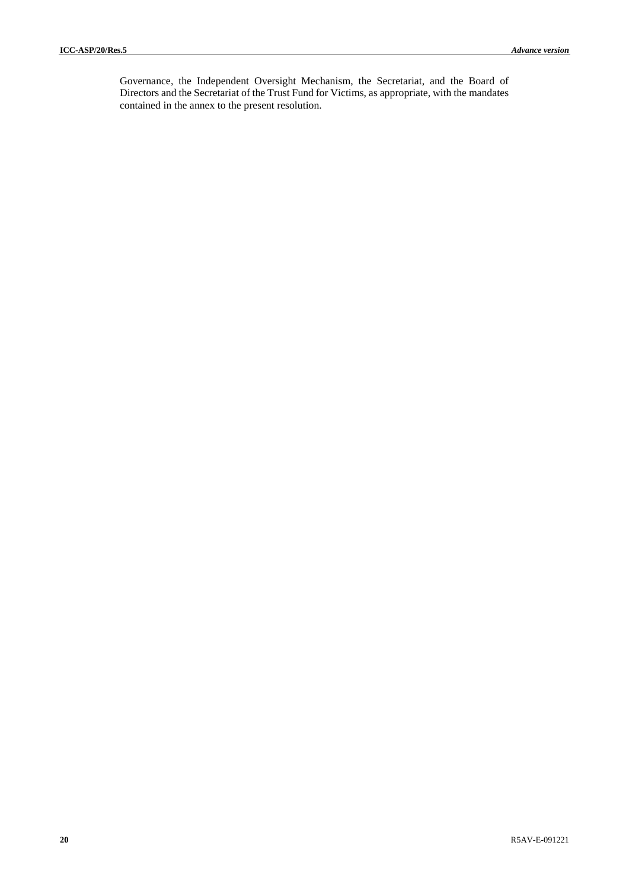Governance, the Independent Oversight Mechanism, the Secretariat, and the Board of Directors and the Secretariat of the Trust Fund for Victims, as appropriate, with the mandates contained in the annex to the present resolution.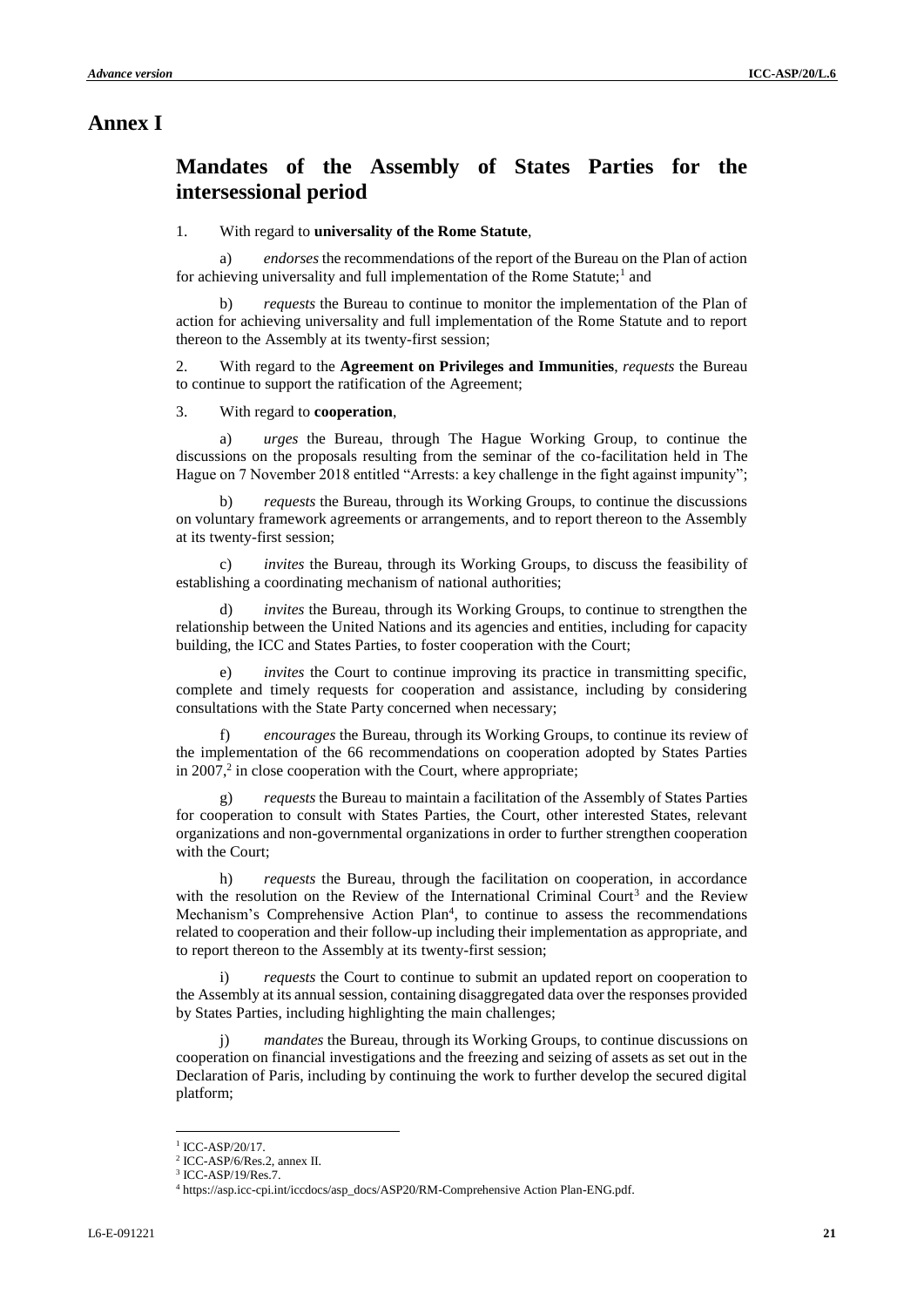# Annex I

## Mandates of the Assembly of States Parties for the intersessional period

1. With regard to **universality of the Rome Statute**,

a) *endorses* the recommendations of the report of the Bureau on the Plan of action for achieving universality and full implementation of the Rome Statute;[1] and

b) *requests* the Bureau to continue to monitor the implementation of the Plan of action for achieving universality and full implementation of the Rome Statute and to report thereon to the Assembly at its twenty-first session;

2. With regard to the **Agreement on Privileges and Immunities**, *requests* the Bureau to continue to support the ratification of the Agreement;

3. With regard to **cooperation**,

a) *urges* the Bureau, through The Hague Working Group, to continue the discussions on the proposals resulting from the seminar of the co-facilitation held in The Hague on 7 November 2018 entitled "Arrests: a key challenge in the fight against impunity";

b) *requests* the Bureau, through its Working Groups, to continue the discussions on voluntary framework agreements or arrangements, and to report thereon to the Assembly at its twenty-first session;

c) *invites* the Bureau, through its Working Groups, to discuss the feasibility of establishing a coordinating mechanism of national authorities;

d) *invites* the Bureau, through its Working Groups, to continue to strengthen the relationship between the United Nations and its agencies and entities, including for capacity building, the ICC and States Parties, to foster cooperation with the Court;

e) *invites* the Court to continue improving its practice in transmitting specific, complete and timely requests for cooperation and assistance, including by considering consultations with the State Party concerned when necessary;

f) *encourages* the Bureau, through its Working Groups, to continue its review of the implementation of the 66 recommendations on cooperation adopted by States Parties in 2007,[2] in close cooperation with the Court, where appropriate;

g) *requests* the Bureau to maintain a facilitation of the Assembly of States Parties for cooperation to consult with States Parties, the Court, other interested States, relevant organizations and non-governmental organizations in order to further strengthen cooperation with the Court;

h) *requests* the Bureau, through the facilitation on cooperation, in accordance with the resolution on the Review of the International Criminal Court[3] and the Review Mechanism's Comprehensive Action Plan[4], to continue to assess the recommendations related to cooperation and their follow-up including their implementation as appropriate, and to report thereon to the Assembly at its twenty-first session;

i) *requests* the Court to continue to submit an updated report on cooperation to the Assembly at its annual session, containing disaggregated data over the responses provided by States Parties, including highlighting the main challenges;

j) *mandates* the Bureau, through its Working Groups, to continue discussions on cooperation on financial investigations and the freezing and seizing of assets as set out in the Declaration of Paris, including by continuing the work to further develop the secured digital platform;

[1] ICC-ASP/20/17.

[2] ICC-ASP/6/Res.2, annex II.

[3] ICC-ASP/19/Res.7.

[4] https://asp.icc-cpi.int/iccdocs/asp_docs/ASP20/RM-Comprehensive Action Plan-ENG.pdf.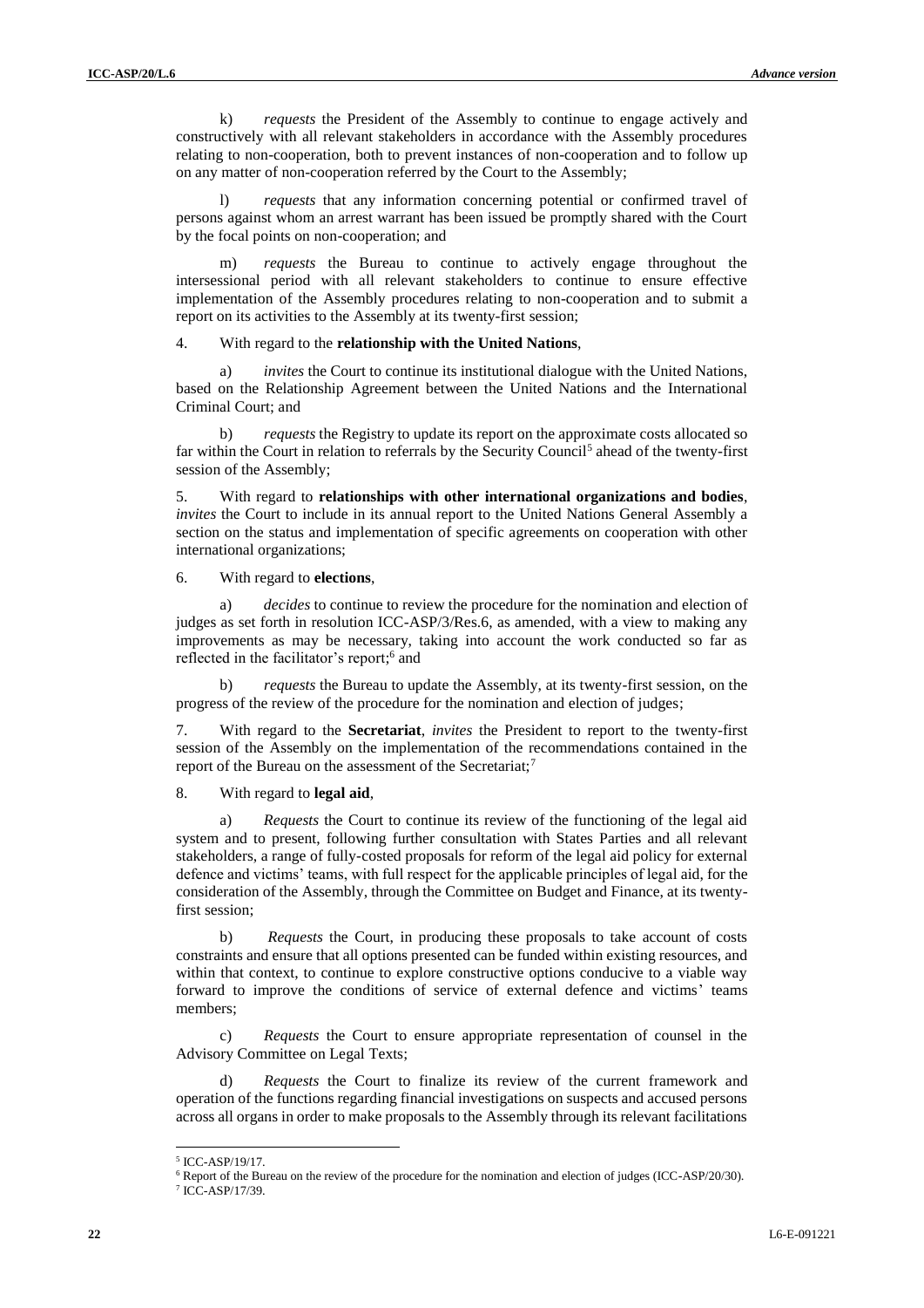k) *requests* the President of the Assembly to continue to engage actively and constructively with all relevant stakeholders in accordance with the Assembly procedures relating to non-cooperation, both to prevent instances of non-cooperation and to follow up on any matter of non-cooperation referred by the Court to the Assembly;

l) *requests* that any information concerning potential or confirmed travel of persons against whom an arrest warrant has been issued be promptly shared with the Court by the focal points on non-cooperation; and

m) *requests* the Bureau to continue to actively engage throughout the intersessional period with all relevant stakeholders to continue to ensure effective implementation of the Assembly procedures relating to non-cooperation and to submit a report on its activities to the Assembly at its twenty-first session;

4. With regard to the **relationship with the United Nations**,

a) *invites* the Court to continue its institutional dialogue with the United Nations, based on the Relationship Agreement between the United Nations and the International Criminal Court; and

b) *requests* the Registry to update its report on the approximate costs allocated so far within the Court in relation to referrals by the Security Council[5] ahead of the twenty-first session of the Assembly;

5. With regard to **relationships with other international organizations and bodies**, *invites* the Court to include in its annual report to the United Nations General Assembly a section on the status and implementation of specific agreements on cooperation with other international organizations;

6. With regard to **elections**,

a) *decides* to continue to review the procedure for the nomination and election of judges as set forth in resolution ICC-ASP/3/Res.6, as amended, with a view to making any improvements as may be necessary, taking into account the work conducted so far as reflected in the facilitator's report;[6] and

b) *requests* the Bureau to update the Assembly, at its twenty-first session, on the progress of the review of the procedure for the nomination and election of judges;

7. With regard to the **Secretariat**, *invites* the President to report to the twenty-first session of the Assembly on the implementation of the recommendations contained in the report of the Bureau on the assessment of the Secretariat;[7]

8. With regard to **legal aid**,

a) *Requests* the Court to continue its review of the functioning of the legal aid system and to present, following further consultation with States Parties and all relevant stakeholders, a range of fully-costed proposals for reform of the legal aid policy for external defence and victims' teams, with full respect for the applicable principles of legal aid, for the consideration of the Assembly, through the Committee on Budget and Finance, at its twenty-first session;

b) *Requests* the Court, in producing these proposals to take account of costs constraints and ensure that all options presented can be funded within existing resources, and within that context, to continue to explore constructive options conducive to a viable way forward to improve the conditions of service of external defence and victims' teams members;

c) *Requests* the Court to ensure appropriate representation of counsel in the Advisory Committee on Legal Texts;

d) *Requests* the Court to finalize its review of the current framework and operation of the functions regarding financial investigations on suspects and accused persons across all organs in order to make proposals to the Assembly through its relevant facilitations

---

[5] ICC-ASP/19/17.

[6] Report of the Bureau on the review of the procedure for the nomination and election of judges (ICC-ASP/20/30).

[7] ICC-ASP/17/39.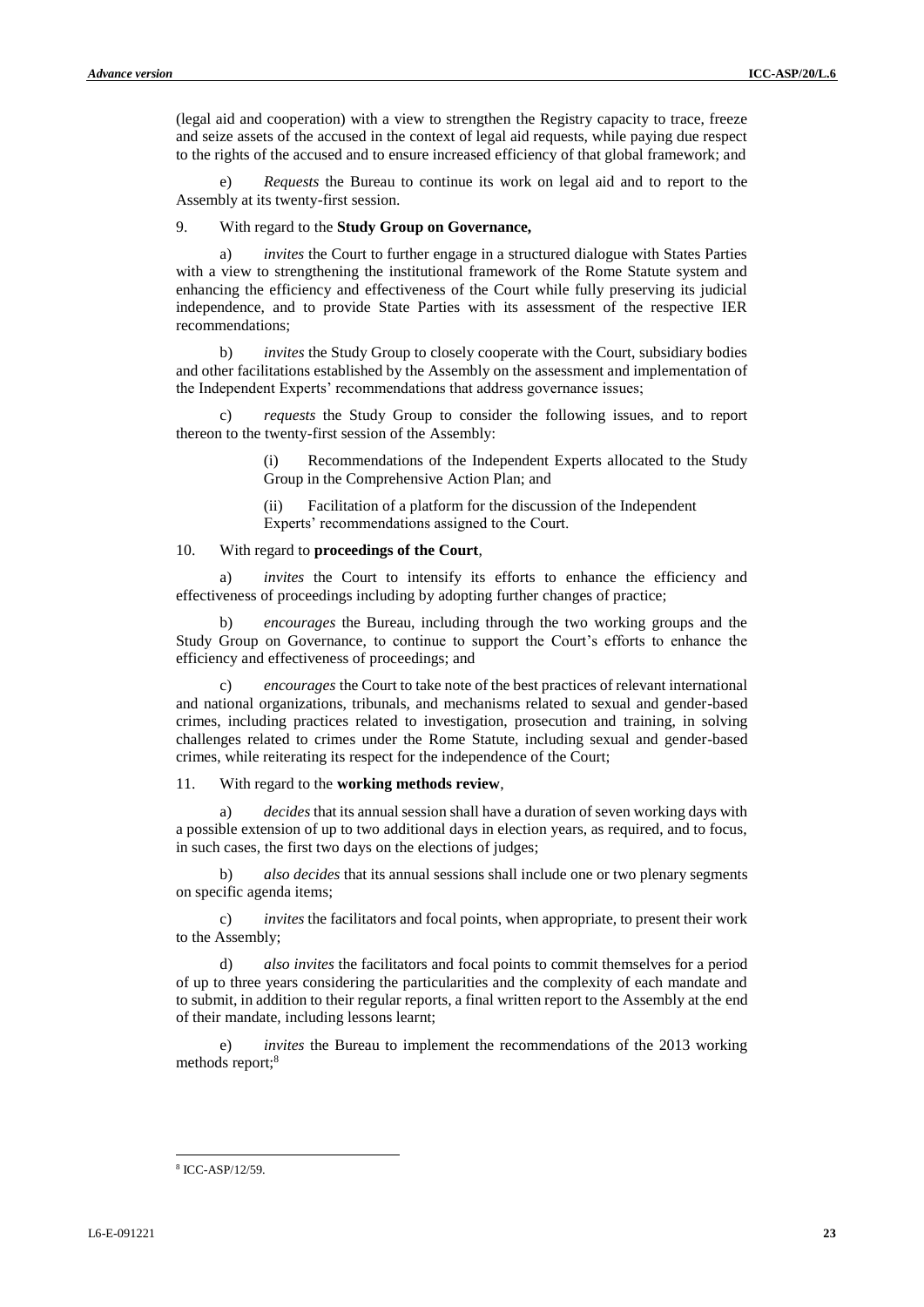(legal aid and cooperation) with a view to strengthen the Registry capacity to trace, freeze and seize assets of the accused in the context of legal aid requests, while paying due respect to the rights of the accused and to ensure increased efficiency of that global framework; and

e) *Requests* the Bureau to continue its work on legal aid and to report to the Assembly at its twenty-first session.

9. With regard to the **Study Group on Governance,**

a) *invites* the Court to further engage in a structured dialogue with States Parties with a view to strengthening the institutional framework of the Rome Statute system and enhancing the efficiency and effectiveness of the Court while fully preserving its judicial independence, and to provide State Parties with its assessment of the respective IER recommendations;

b) *invites* the Study Group to closely cooperate with the Court, subsidiary bodies and other facilitations established by the Assembly on the assessment and implementation of the Independent Experts' recommendations that address governance issues;

c) *requests* the Study Group to consider the following issues, and to report thereon to the twenty-first session of the Assembly:

(i) Recommendations of the Independent Experts allocated to the Study Group in the Comprehensive Action Plan; and

(ii) Facilitation of a platform for the discussion of the Independent Experts' recommendations assigned to the Court.

10. With regard to **proceedings of the Court**,

a) *invites* the Court to intensify its efforts to enhance the efficiency and effectiveness of proceedings including by adopting further changes of practice;

b) *encourages* the Bureau, including through the two working groups and the Study Group on Governance, to continue to support the Court's efforts to enhance the efficiency and effectiveness of proceedings; and

c) *encourages* the Court to take note of the best practices of relevant international and national organizations, tribunals, and mechanisms related to sexual and gender-based crimes, including practices related to investigation, prosecution and training, in solving challenges related to crimes under the Rome Statute, including sexual and gender-based crimes, while reiterating its respect for the independence of the Court;

11. With regard to the **working methods review**,

a) *decides* that its annual session shall have a duration of seven working days with a possible extension of up to two additional days in election years, as required, and to focus, in such cases, the first two days on the elections of judges;

b) *also decides* that its annual sessions shall include one or two plenary segments on specific agenda items;

c) *invites* the facilitators and focal points, when appropriate, to present their work to the Assembly;

d) *also invites* the facilitators and focal points to commit themselves for a period of up to three years considering the particularities and the complexity of each mandate and to submit, in addition to their regular reports, a final written report to the Assembly at the end of their mandate, including lessons learnt;

e) *invites* the Bureau to implement the recommendations of the 2013 working methods report;[8]

[8] ICC-ASP/12/59.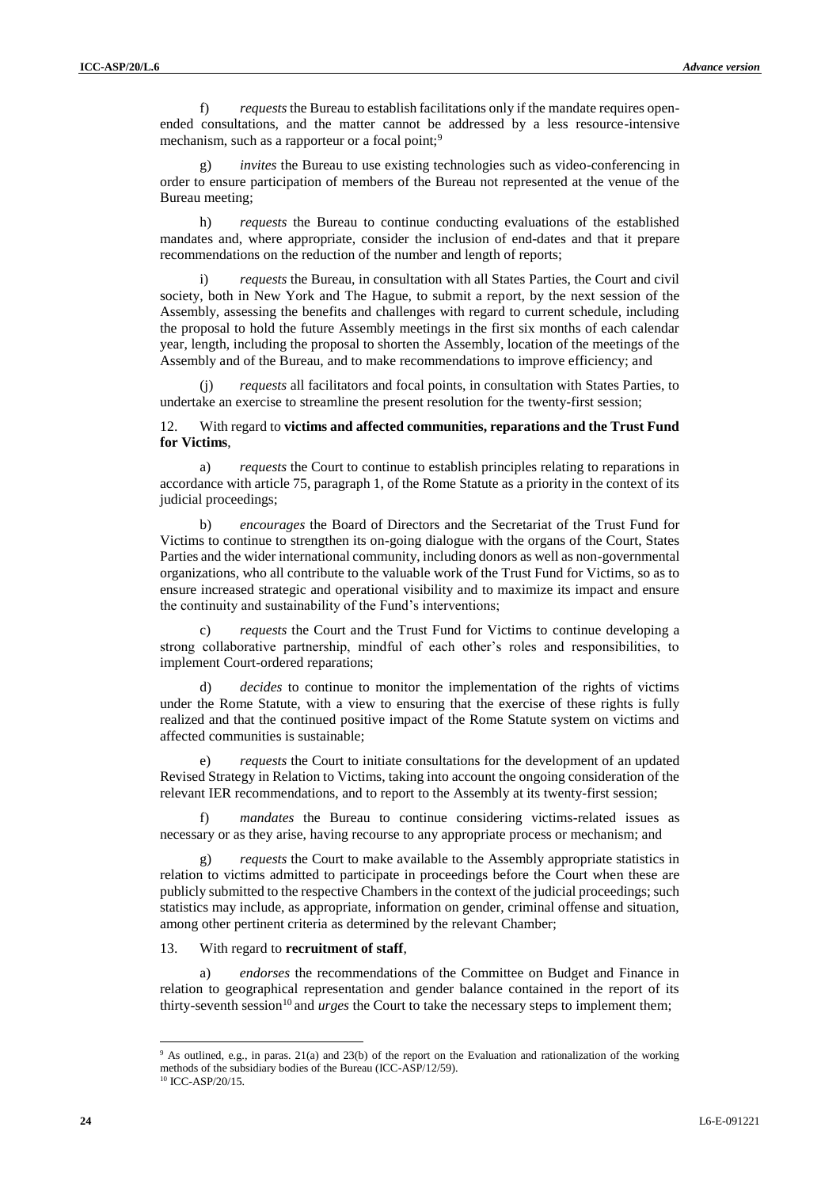f) *requests* the Bureau to establish facilitations only if the mandate requires open-ended consultations, and the matter cannot be addressed by a less resource-intensive mechanism, such as a rapporteur or a focal point;[9]

g) *invites* the Bureau to use existing technologies such as video-conferencing in order to ensure participation of members of the Bureau not represented at the venue of the Bureau meeting;

h) *requests* the Bureau to continue conducting evaluations of the established mandates and, where appropriate, consider the inclusion of end-dates and that it prepare recommendations on the reduction of the number and length of reports;

i) *requests* the Bureau, in consultation with all States Parties, the Court and civil society, both in New York and The Hague, to submit a report, by the next session of the Assembly, assessing the benefits and challenges with regard to current schedule, including the proposal to hold the future Assembly meetings in the first six months of each calendar year, length, including the proposal to shorten the Assembly, location of the meetings of the Assembly and of the Bureau, and to make recommendations to improve efficiency; and

(j) *requests* all facilitators and focal points, in consultation with States Parties, to undertake an exercise to streamline the present resolution for the twenty-first session;

12. With regard to **victims and affected communities, reparations and the Trust Fund for Victims**,

a) *requests* the Court to continue to establish principles relating to reparations in accordance with article 75, paragraph 1, of the Rome Statute as a priority in the context of its judicial proceedings;

b) *encourages* the Board of Directors and the Secretariat of the Trust Fund for Victims to continue to strengthen its on-going dialogue with the organs of the Court, States Parties and the wider international community, including donors as well as non-governmental organizations, who all contribute to the valuable work of the Trust Fund for Victims, so as to ensure increased strategic and operational visibility and to maximize its impact and ensure the continuity and sustainability of the Fund's interventions;

c) *requests* the Court and the Trust Fund for Victims to continue developing a strong collaborative partnership, mindful of each other's roles and responsibilities, to implement Court-ordered reparations;

d) *decides* to continue to monitor the implementation of the rights of victims under the Rome Statute, with a view to ensuring that the exercise of these rights is fully realized and that the continued positive impact of the Rome Statute system on victims and affected communities is sustainable;

e) *requests* the Court to initiate consultations for the development of an updated Revised Strategy in Relation to Victims, taking into account the ongoing consideration of the relevant IER recommendations, and to report to the Assembly at its twenty-first session;

f) *mandates* the Bureau to continue considering victims-related issues as necessary or as they arise, having recourse to any appropriate process or mechanism; and

g) *requests* the Court to make available to the Assembly appropriate statistics in relation to victims admitted to participate in proceedings before the Court when these are publicly submitted to the respective Chambers in the context of the judicial proceedings; such statistics may include, as appropriate, information on gender, criminal offense and situation, among other pertinent criteria as determined by the relevant Chamber;

13. With regard to **recruitment of staff**,

a) *endorses* the recommendations of the Committee on Budget and Finance in relation to geographical representation and gender balance contained in the report of its thirty-seventh session[10] and *urges* the Court to take the necessary steps to implement them;

---

[9] As outlined, e.g., in paras. 21(a) and 23(b) of the report on the Evaluation and rationalization of the working methods of the subsidiary bodies of the Bureau (ICC-ASP/12/59).

[10] ICC-ASP/20/15.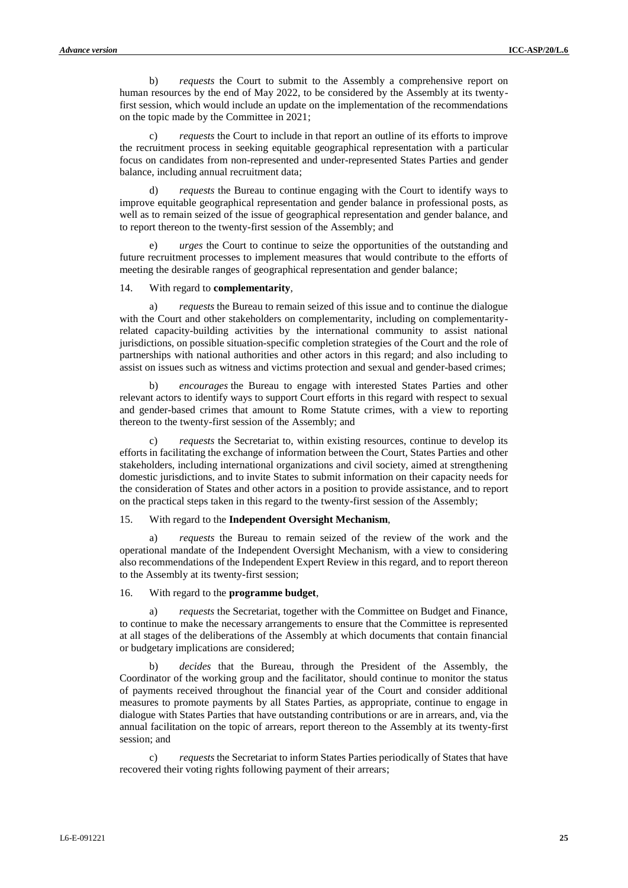b) *requests* the Court to submit to the Assembly a comprehensive report on human resources by the end of May 2022, to be considered by the Assembly at its twenty-first session, which would include an update on the implementation of the recommendations on the topic made by the Committee in 2021;

c) *requests* the Court to include in that report an outline of its efforts to improve the recruitment process in seeking equitable geographical representation with a particular focus on candidates from non-represented and under-represented States Parties and gender balance, including annual recruitment data;

d) *requests* the Bureau to continue engaging with the Court to identify ways to improve equitable geographical representation and gender balance in professional posts, as well as to remain seized of the issue of geographical representation and gender balance, and to report thereon to the twenty-first session of the Assembly; and

e) *urges* the Court to continue to seize the opportunities of the outstanding and future recruitment processes to implement measures that would contribute to the efforts of meeting the desirable ranges of geographical representation and gender balance;

14. With regard to **complementarity**,

a) *requests* the Bureau to remain seized of this issue and to continue the dialogue with the Court and other stakeholders on complementarity, including on complementarity-related capacity-building activities by the international community to assist national jurisdictions, on possible situation-specific completion strategies of the Court and the role of partnerships with national authorities and other actors in this regard; and also including to assist on issues such as witness and victims protection and sexual and gender-based crimes;

b) *encourages* the Bureau to engage with interested States Parties and other relevant actors to identify ways to support Court efforts in this regard with respect to sexual and gender-based crimes that amount to Rome Statute crimes, with a view to reporting thereon to the twenty-first session of the Assembly; and

c) *requests* the Secretariat to, within existing resources, continue to develop its efforts in facilitating the exchange of information between the Court, States Parties and other stakeholders, including international organizations and civil society, aimed at strengthening domestic jurisdictions, and to invite States to submit information on their capacity needs for the consideration of States and other actors in a position to provide assistance, and to report on the practical steps taken in this regard to the twenty-first session of the Assembly;

15. With regard to the **Independent Oversight Mechanism**,

a) *requests* the Bureau to remain seized of the review of the work and the operational mandate of the Independent Oversight Mechanism, with a view to considering also recommendations of the Independent Expert Review in this regard, and to report thereon to the Assembly at its twenty-first session;

16. With regard to the **programme budget**,

a) *requests* the Secretariat, together with the Committee on Budget and Finance, to continue to make the necessary arrangements to ensure that the Committee is represented at all stages of the deliberations of the Assembly at which documents that contain financial or budgetary implications are considered;

b) *decides* that the Bureau, through the President of the Assembly, the Coordinator of the working group and the facilitator, should continue to monitor the status of payments received throughout the financial year of the Court and consider additional measures to promote payments by all States Parties, as appropriate, continue to engage in dialogue with States Parties that have outstanding contributions or are in arrears, and, via the annual facilitation on the topic of arrears, report thereon to the Assembly at its twenty-first session; and

c) *requests* the Secretariat to inform States Parties periodically of States that have recovered their voting rights following payment of their arrears;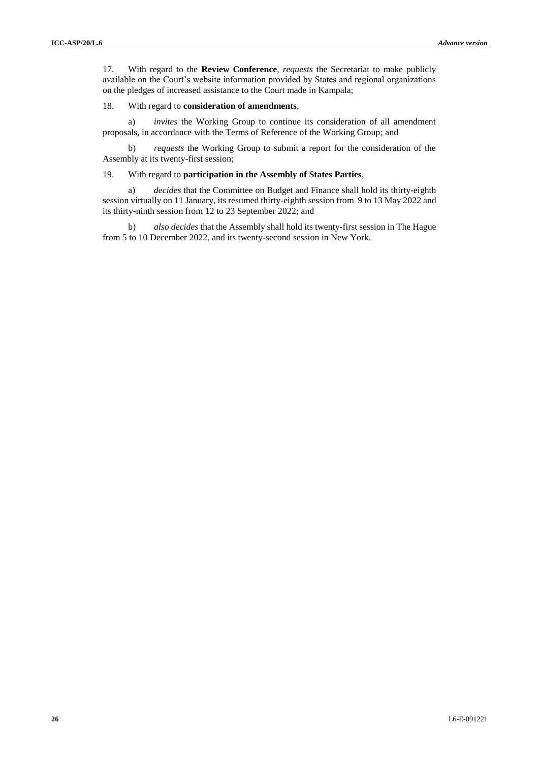17. With regard to the **Review Conference**, *requests* the Secretariat to make publicly available on the Court's website information provided by States and regional organizations on the pledges of increased assistance to the Court made in Kampala;

18. With regard to **consideration of amendments**,

a) *invites* the Working Group to continue its consideration of all amendment proposals, in accordance with the Terms of Reference of the Working Group; and

b) *requests* the Working Group to submit a report for the consideration of the Assembly at its twenty-first session;

19. With regard to **participation in the Assembly of States Parties**,

a) *decides* that the Committee on Budget and Finance shall hold its thirty-eighth session virtually on 11 January, its resumed thirty-eighth session from 9 to 13 May 2022 and its thirty-ninth session from 12 to 23 September 2022; and

b) *also decides* that the Assembly shall hold its twenty-first session in The Hague from 5 to 10 December 2022, and its twenty-second session in New York.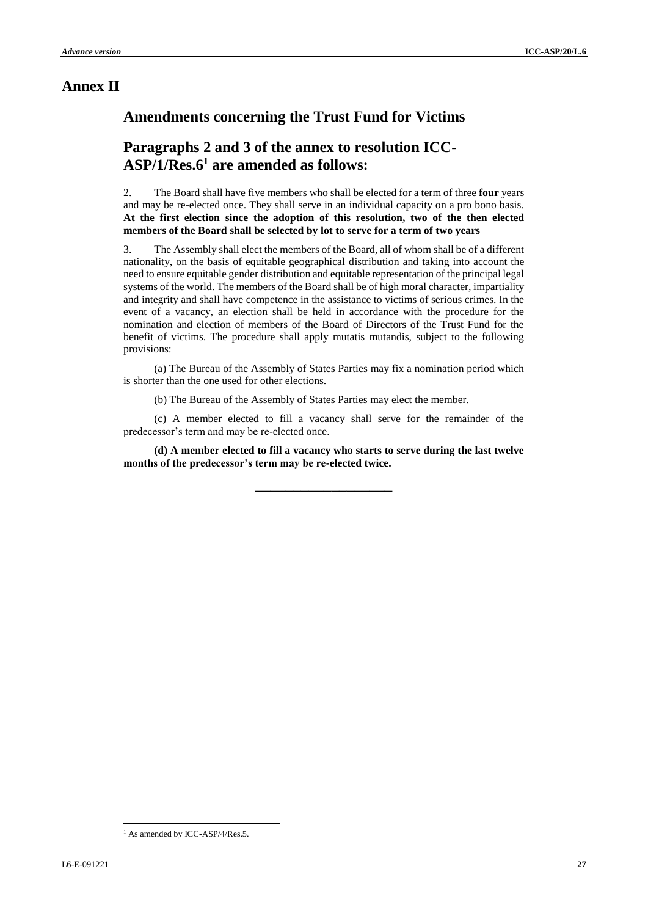# Annex II

## Amendments concerning the Trust Fund for Victims

## Paragraphs 2 and 3 of the annex to resolution ICC-ASP/1/Res.6[1] are amended as follows:

2. The Board shall have five members who shall be elected for a term of ~~three~~ **four** years and may be re-elected once. They shall serve in an individual capacity on a pro bono basis. **At the first election since the adoption of this resolution, two of the then elected members of the Board shall be selected by lot to serve for a term of two years**

3. The Assembly shall elect the members of the Board, all of whom shall be of a different nationality, on the basis of equitable geographical distribution and taking into account the need to ensure equitable gender distribution and equitable representation of the principal legal systems of the world. The members of the Board shall be of high moral character, impartiality and integrity and shall have competence in the assistance to victims of serious crimes. In the event of a vacancy, an election shall be held in accordance with the procedure for the nomination and election of members of the Board of Directors of the Trust Fund for the benefit of victims. The procedure shall apply mutatis mutandis, subject to the following provisions:

(a) The Bureau of the Assembly of States Parties may fix a nomination period which is shorter than the one used for other elections.

(b) The Bureau of the Assembly of States Parties may elect the member.

(c) A member elected to fill a vacancy shall serve for the remainder of the predecessor's term and may be re-elected once.

**(d) A member elected to fill a vacancy who starts to serve during the last twelve months of the predecessor's term may be re-elected twice.**

---

[1] As amended by ICC-ASP/4/Res.5.